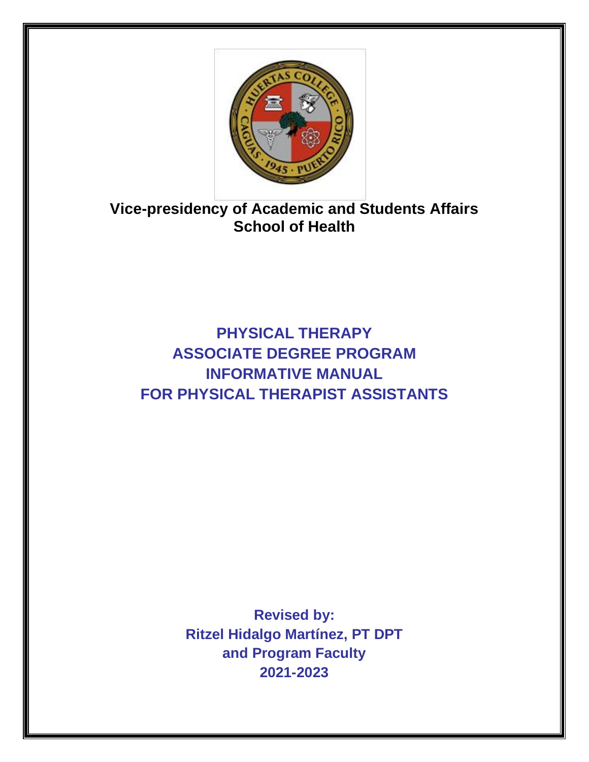**Vice-presidency of Academic and Students Affairs**
**School of Health**

# PHYSICAL THERAPY
# ASSOCIATE DEGREE PROGRAM
# INFORMATIVE MANUAL
# FOR PHYSICAL THERAPIST ASSISTANTS

**Revised by:**
**Ritzel Hidalgo Martínez, PT DPT**
**and Program Faculty**
**2021-2023**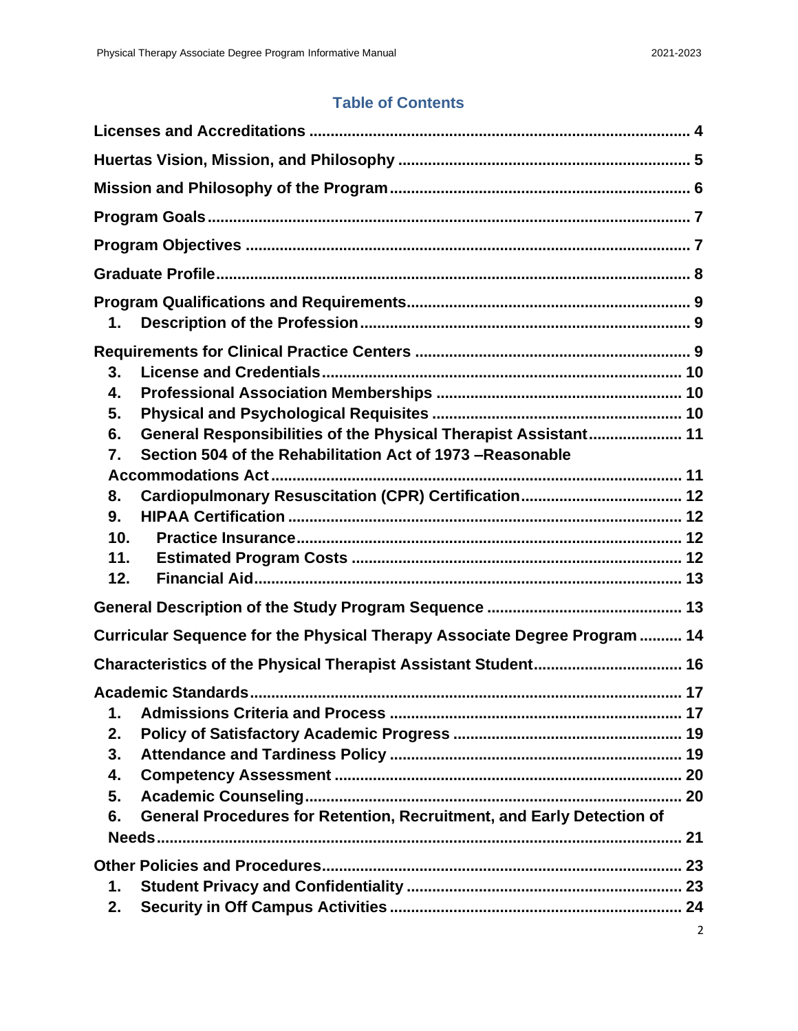# Table of Contents

**Licenses and Accreditations** .......... 4

**Huertas Vision, Mission, and Philosophy** .......... 5

**Mission and Philosophy of the Program** .......... 6

**Program Goals** .......... 7

**Program Objectives** .......... 7

**Graduate Profile** .......... 8

**Program Qualifications and Requirements** .......... 9

1. **Description of the Profession** .......... 9

**Requirements for Clinical Practice Centers** .......... 9

3. **License and Credentials** .......... 10
4. **Professional Association Memberships** .......... 10
5. **Physical and Psychological Requisites** .......... 10
6. **General Responsibilities of the Physical Therapist Assistant** .......... 11
7. **Section 504 of the Rehabilitation Act of 1973 –Reasonable Accommodations Act** .......... 11
8. **Cardiopulmonary Resuscitation (CPR) Certification** .......... 12
9. **HIPAA Certification** .......... 12
10. **Practice Insurance** .......... 12
11. **Estimated Program Costs** .......... 12
12. **Financial Aid** .......... 13

**General Description of the Study Program Sequence** .......... 13

**Curricular Sequence for the Physical Therapy Associate Degree Program** .......... 14

**Characteristics of the Physical Therapist Assistant Student** .......... 16

**Academic Standards** .......... 17

1. **Admissions Criteria and Process** .......... 17
2. **Policy of Satisfactory Academic Progress** .......... 19
3. **Attendance and Tardiness Policy** .......... 19
4. **Competency Assessment** .......... 20
5. **Academic Counseling** .......... 20
6. **General Procedures for Retention, Recruitment, and Early Detection of Needs** .......... 21

**Other Policies and Procedures** .......... 23

1. **Student Privacy and Confidentiality** .......... 23
2. **Security in Off Campus Activities** .......... 24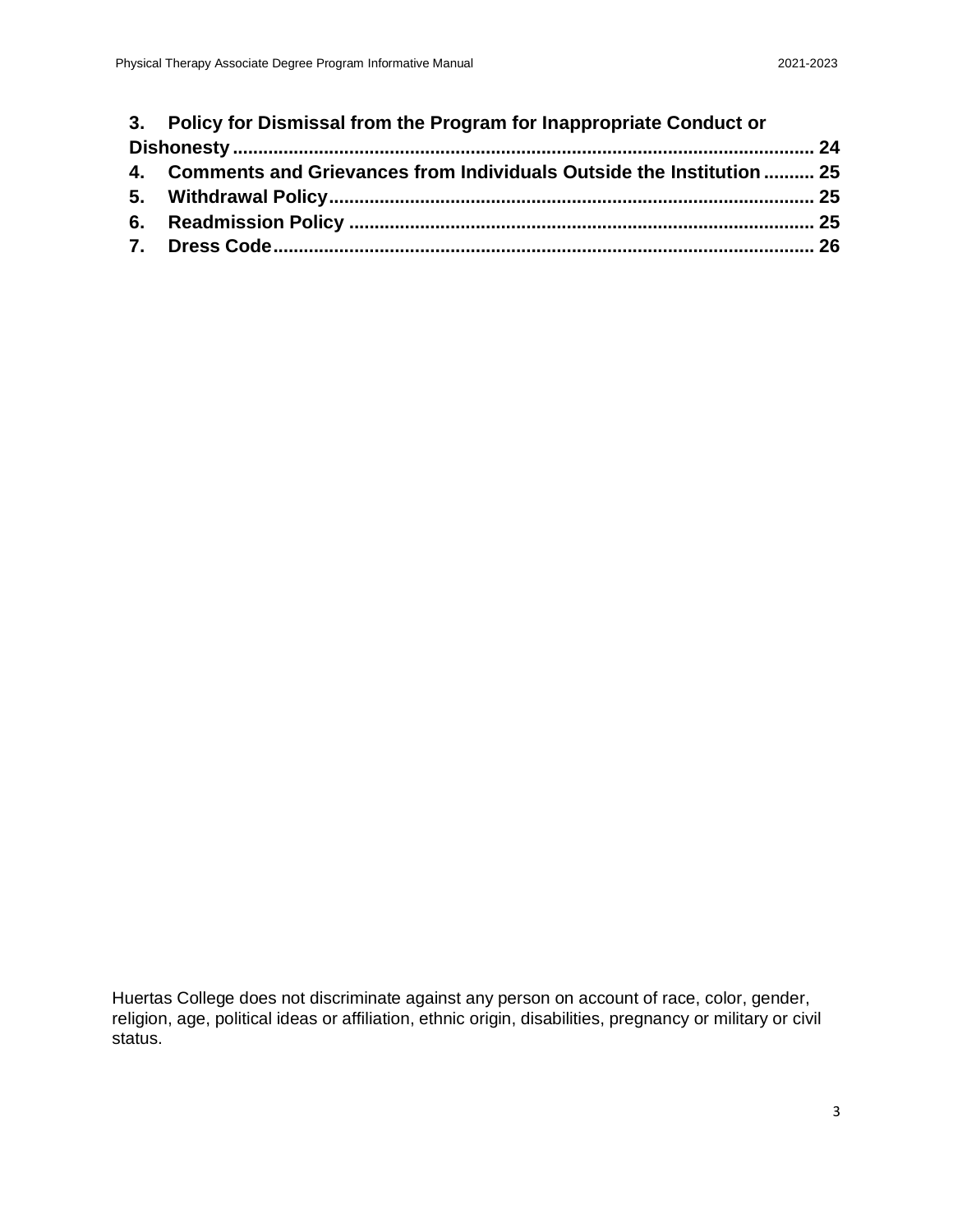**3. Policy for Dismissal from the Program for Inappropriate Conduct or Dishonesty ........ 24**
**4. Comments and Grievances from Individuals Outside the Institution ........ 25**
**5. Withdrawal Policy ........ 25**
**6. Readmission Policy ........ 25**
**7. Dress Code ........ 26**

Huertas College does not discriminate against any person on account of race, color, gender, religion, age, political ideas or affiliation, ethnic origin, disabilities, pregnancy or military or civil status.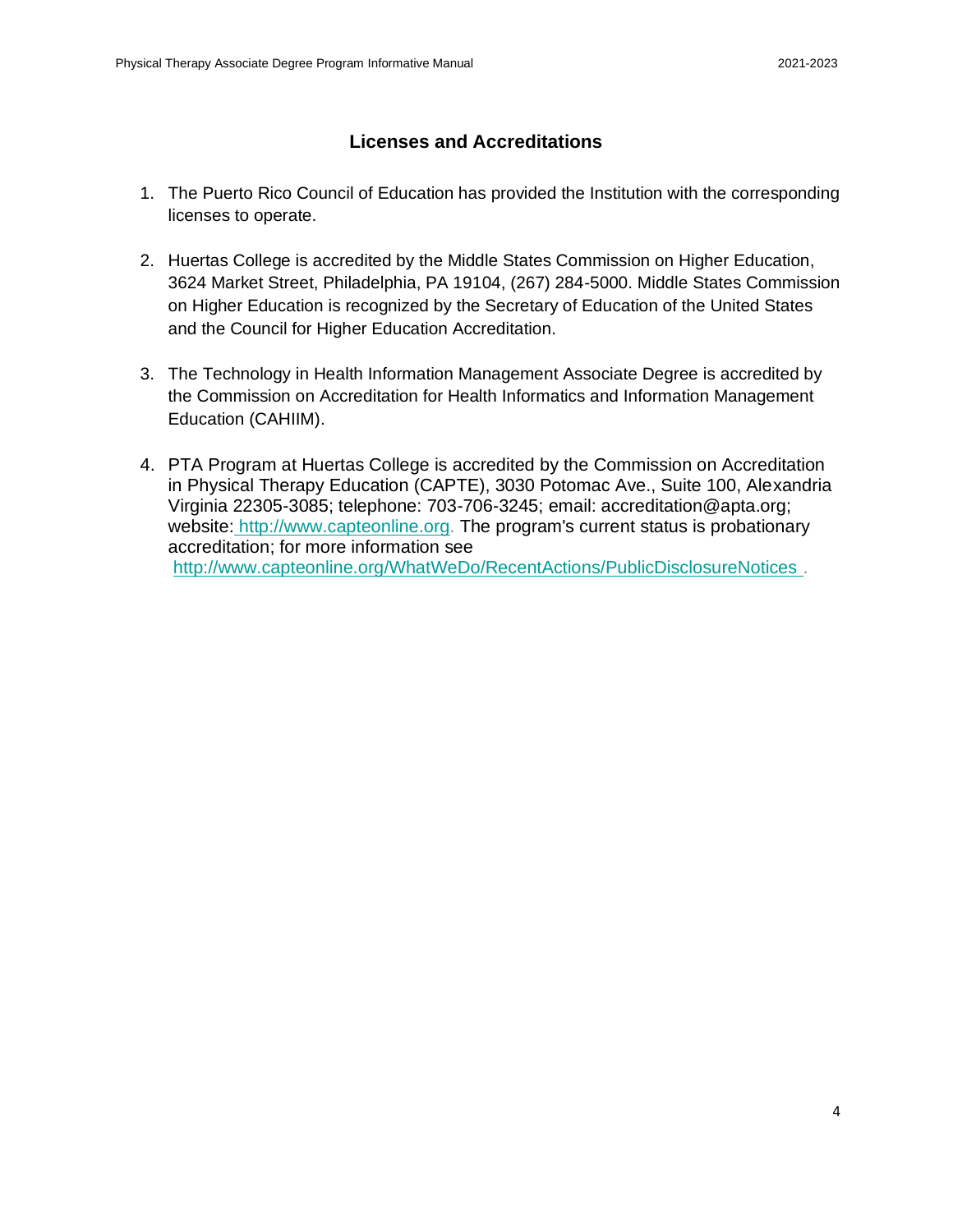## Licenses and Accreditations

1. The Puerto Rico Council of Education has provided the Institution with the corresponding licenses to operate.

2. Huertas College is accredited by the Middle States Commission on Higher Education, 3624 Market Street, Philadelphia, PA 19104, (267) 284-5000. Middle States Commission on Higher Education is recognized by the Secretary of Education of the United States and the Council for Higher Education Accreditation.

3. The Technology in Health Information Management Associate Degree is accredited by the Commission on Accreditation for Health Informatics and Information Management Education (CAHIIM).

4. PTA Program at Huertas College is accredited by the Commission on Accreditation in Physical Therapy Education (CAPTE), 3030 Potomac Ave., Suite 100, Alexandria Virginia 22305-3085; telephone: 703-706-3245; email: accreditation@apta.org; website: http://www.capteonline.org. The program's current status is probationary accreditation; for more information see http://www.capteonline.org/WhatWeDo/RecentActions/PublicDisclosureNotices .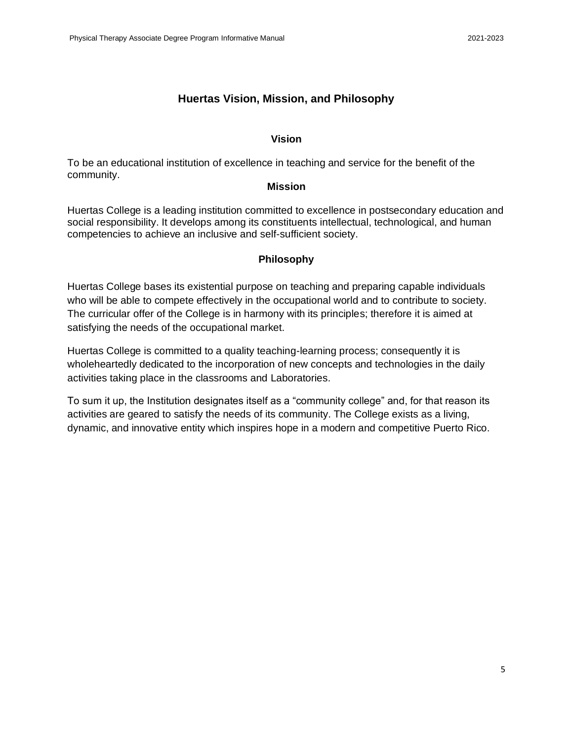# Huertas Vision, Mission, and Philosophy

## Vision

To be an educational institution of excellence in teaching and service for the benefit of the community.

## Mission

Huertas College is a leading institution committed to excellence in postsecondary education and social responsibility. It develops among its constituents intellectual, technological, and human competencies to achieve an inclusive and self-sufficient society.

## Philosophy

Huertas College bases its existential purpose on teaching and preparing capable individuals who will be able to compete effectively in the occupational world and to contribute to society. The curricular offer of the College is in harmony with its principles; therefore it is aimed at satisfying the needs of the occupational market.

Huertas College is committed to a quality teaching-learning process; consequently it is wholeheartedly dedicated to the incorporation of new concepts and technologies in the daily activities taking place in the classrooms and Laboratories.

To sum it up, the Institution designates itself as a "community college" and, for that reason its activities are geared to satisfy the needs of its community. The College exists as a living, dynamic, and innovative entity which inspires hope in a modern and competitive Puerto Rico.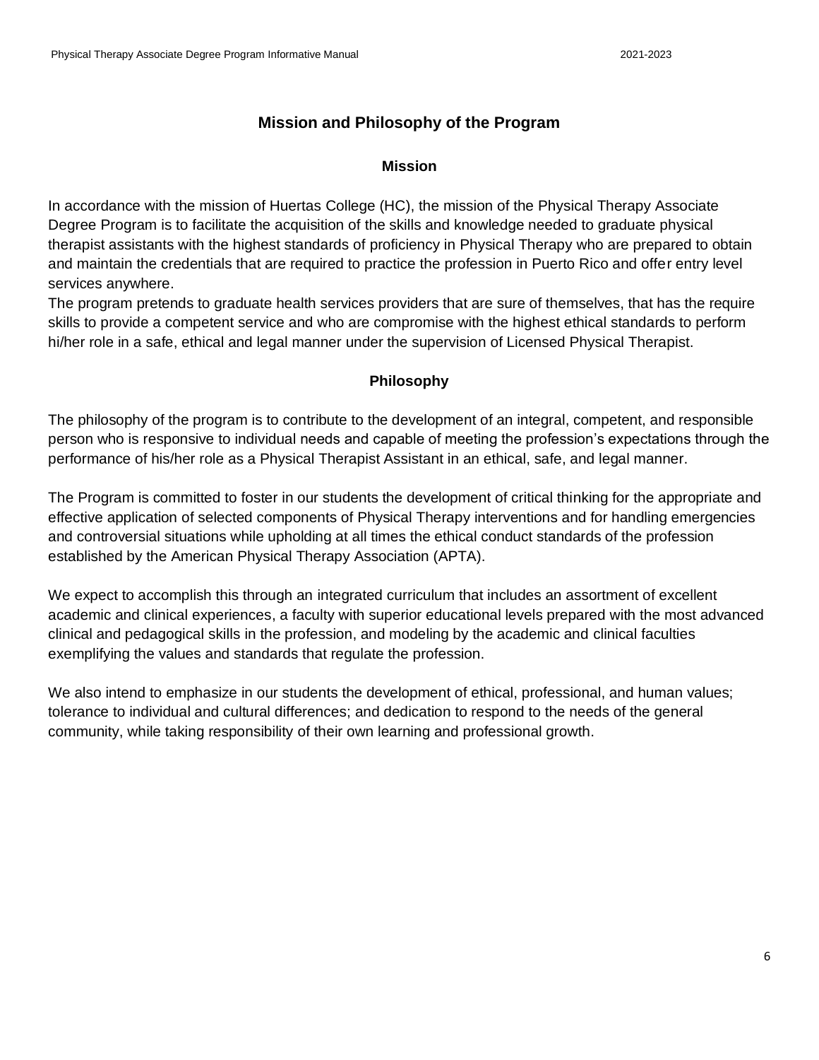## Mission and Philosophy of the Program

### Mission

In accordance with the mission of Huertas College (HC), the mission of the Physical Therapy Associate Degree Program is to facilitate the acquisition of the skills and knowledge needed to graduate physical therapist assistants with the highest standards of proficiency in Physical Therapy who are prepared to obtain and maintain the credentials that are required to practice the profession in Puerto Rico and offer entry level services anywhere.
The program pretends to graduate health services providers that are sure of themselves, that has the require skills to provide a competent service and who are compromise with the highest ethical standards to perform hi/her role in a safe, ethical and legal manner under the supervision of Licensed Physical Therapist.

### Philosophy

The philosophy of the program is to contribute to the development of an integral, competent, and responsible person who is responsive to individual needs and capable of meeting the profession's expectations through the performance of his/her role as a Physical Therapist Assistant in an ethical, safe, and legal manner.

The Program is committed to foster in our students the development of critical thinking for the appropriate and effective application of selected components of Physical Therapy interventions and for handling emergencies and controversial situations while upholding at all times the ethical conduct standards of the profession established by the American Physical Therapy Association (APTA).

We expect to accomplish this through an integrated curriculum that includes an assortment of excellent academic and clinical experiences, a faculty with superior educational levels prepared with the most advanced clinical and pedagogical skills in the profession, and modeling by the academic and clinical faculties exemplifying the values and standards that regulate the profession.

We also intend to emphasize in our students the development of ethical, professional, and human values; tolerance to individual and cultural differences; and dedication to respond to the needs of the general community, while taking responsibility of their own learning and professional growth.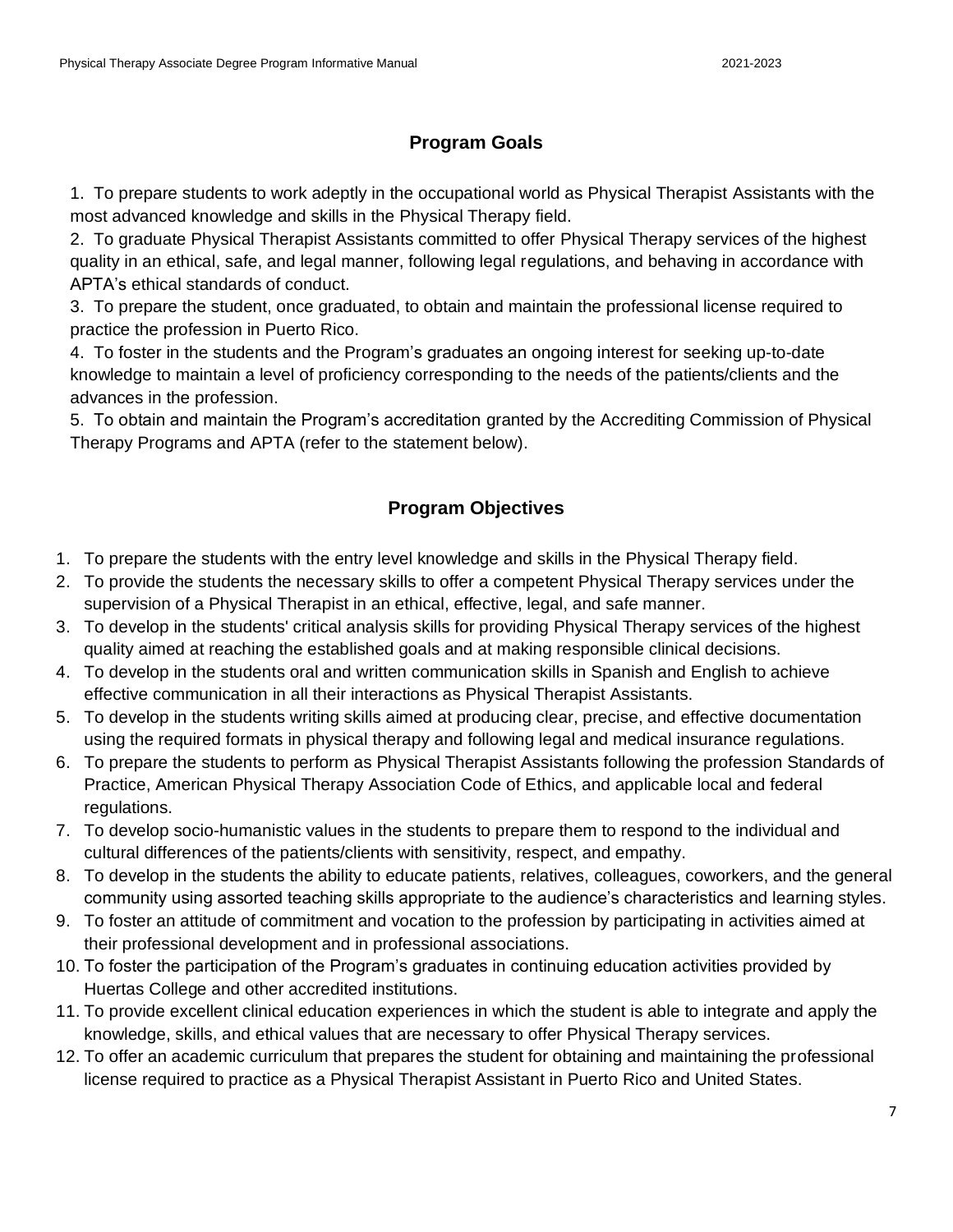## Program Goals

1. To prepare students to work adeptly in the occupational world as Physical Therapist Assistants with the most advanced knowledge and skills in the Physical Therapy field.
2. To graduate Physical Therapist Assistants committed to offer Physical Therapy services of the highest quality in an ethical, safe, and legal manner, following legal regulations, and behaving in accordance with APTA's ethical standards of conduct.
3. To prepare the student, once graduated, to obtain and maintain the professional license required to practice the profession in Puerto Rico.
4. To foster in the students and the Program's graduates an ongoing interest for seeking up-to-date knowledge to maintain a level of proficiency corresponding to the needs of the patients/clients and the advances in the profession.
5. To obtain and maintain the Program's accreditation granted by the Accrediting Commission of Physical Therapy Programs and APTA (refer to the statement below).

## Program Objectives

1. To prepare the students with the entry level knowledge and skills in the Physical Therapy field.
2. To provide the students the necessary skills to offer a competent Physical Therapy services under the supervision of a Physical Therapist in an ethical, effective, legal, and safe manner.
3. To develop in the students' critical analysis skills for providing Physical Therapy services of the highest quality aimed at reaching the established goals and at making responsible clinical decisions.
4. To develop in the students oral and written communication skills in Spanish and English to achieve effective communication in all their interactions as Physical Therapist Assistants.
5. To develop in the students writing skills aimed at producing clear, precise, and effective documentation using the required formats in physical therapy and following legal and medical insurance regulations.
6. To prepare the students to perform as Physical Therapist Assistants following the profession Standards of Practice, American Physical Therapy Association Code of Ethics, and applicable local and federal regulations.
7. To develop socio-humanistic values in the students to prepare them to respond to the individual and cultural differences of the patients/clients with sensitivity, respect, and empathy.
8. To develop in the students the ability to educate patients, relatives, colleagues, coworkers, and the general community using assorted teaching skills appropriate to the audience's characteristics and learning styles.
9. To foster an attitude of commitment and vocation to the profession by participating in activities aimed at their professional development and in professional associations.
10. To foster the participation of the Program's graduates in continuing education activities provided by Huertas College and other accredited institutions.
11. To provide excellent clinical education experiences in which the student is able to integrate and apply the knowledge, skills, and ethical values that are necessary to offer Physical Therapy services.
12. To offer an academic curriculum that prepares the student for obtaining and maintaining the professional license required to practice as a Physical Therapist Assistant in Puerto Rico and United States.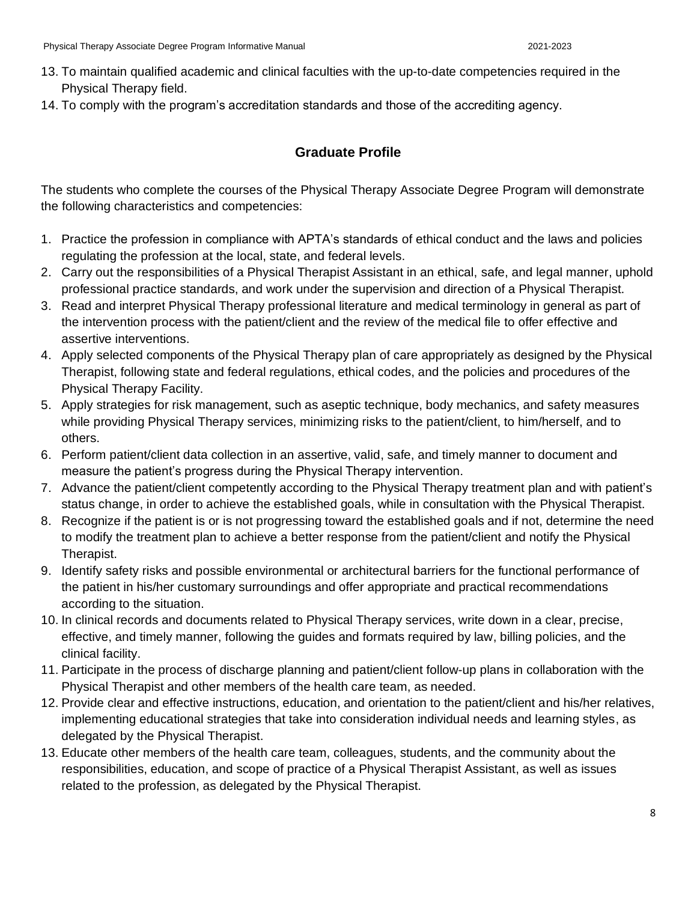13. To maintain qualified academic and clinical faculties with the up-to-date competencies required in the Physical Therapy field.
14. To comply with the program's accreditation standards and those of the accrediting agency.

## Graduate Profile

The students who complete the courses of the Physical Therapy Associate Degree Program will demonstrate the following characteristics and competencies:

1. Practice the profession in compliance with APTA's standards of ethical conduct and the laws and policies regulating the profession at the local, state, and federal levels.
2. Carry out the responsibilities of a Physical Therapist Assistant in an ethical, safe, and legal manner, uphold professional practice standards, and work under the supervision and direction of a Physical Therapist.
3. Read and interpret Physical Therapy professional literature and medical terminology in general as part of the intervention process with the patient/client and the review of the medical file to offer effective and assertive interventions.
4. Apply selected components of the Physical Therapy plan of care appropriately as designed by the Physical Therapist, following state and federal regulations, ethical codes, and the policies and procedures of the Physical Therapy Facility.
5. Apply strategies for risk management, such as aseptic technique, body mechanics, and safety measures while providing Physical Therapy services, minimizing risks to the patient/client, to him/herself, and to others.
6. Perform patient/client data collection in an assertive, valid, safe, and timely manner to document and measure the patient's progress during the Physical Therapy intervention.
7. Advance the patient/client competently according to the Physical Therapy treatment plan and with patient's status change, in order to achieve the established goals, while in consultation with the Physical Therapist.
8. Recognize if the patient is or is not progressing toward the established goals and if not, determine the need to modify the treatment plan to achieve a better response from the patient/client and notify the Physical Therapist.
9. Identify safety risks and possible environmental or architectural barriers for the functional performance of the patient in his/her customary surroundings and offer appropriate and practical recommendations according to the situation.
10. In clinical records and documents related to Physical Therapy services, write down in a clear, precise, effective, and timely manner, following the guides and formats required by law, billing policies, and the clinical facility.
11. Participate in the process of discharge planning and patient/client follow-up plans in collaboration with the Physical Therapist and other members of the health care team, as needed.
12. Provide clear and effective instructions, education, and orientation to the patient/client and his/her relatives, implementing educational strategies that take into consideration individual needs and learning styles, as delegated by the Physical Therapist.
13. Educate other members of the health care team, colleagues, students, and the community about the responsibilities, education, and scope of practice of a Physical Therapist Assistant, as well as issues related to the profession, as delegated by the Physical Therapist.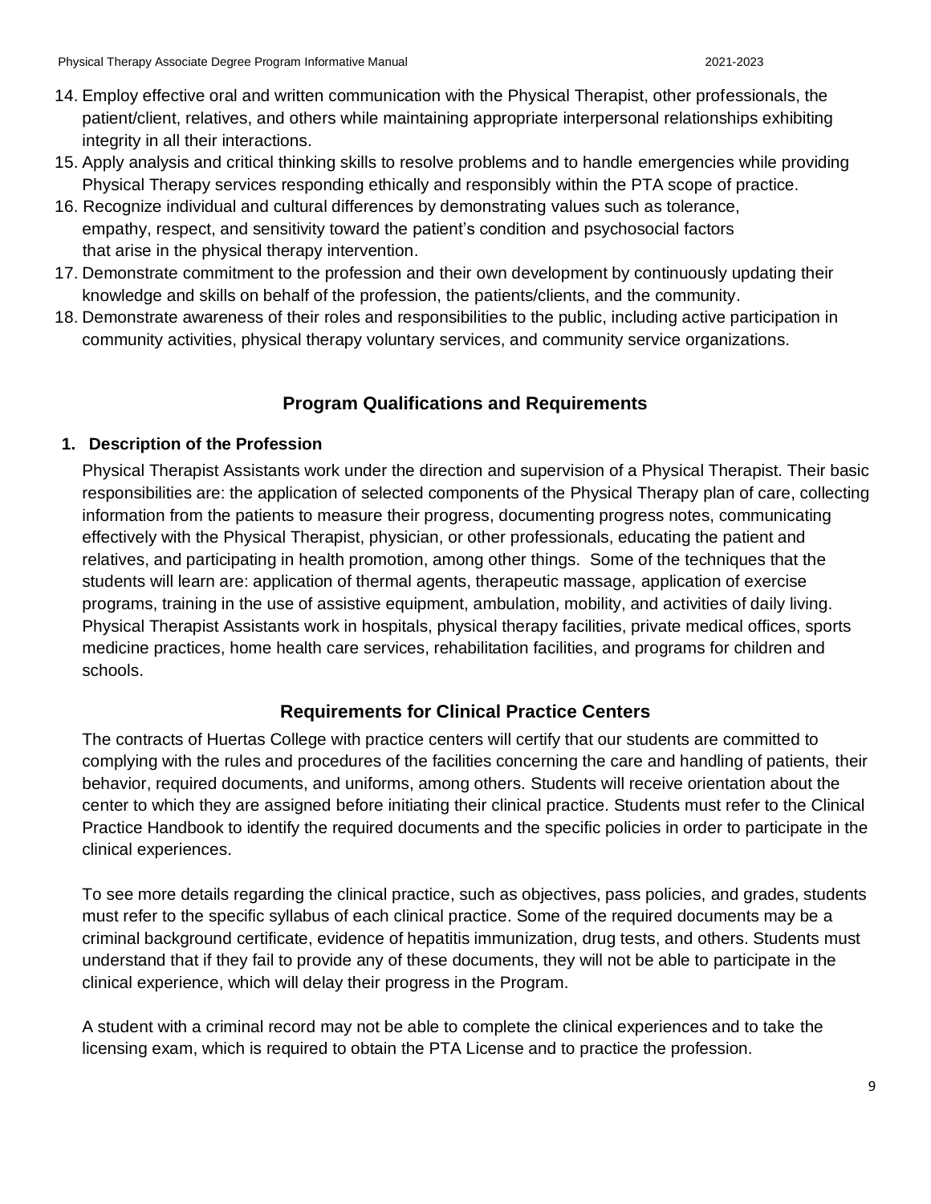14. Employ effective oral and written communication with the Physical Therapist, other professionals, the patient/client, relatives, and others while maintaining appropriate interpersonal relationships exhibiting integrity in all their interactions.
15. Apply analysis and critical thinking skills to resolve problems and to handle emergencies while providing Physical Therapy services responding ethically and responsibly within the PTA scope of practice.
16. Recognize individual and cultural differences by demonstrating values such as tolerance, empathy, respect, and sensitivity toward the patient's condition and psychosocial factors that arise in the physical therapy intervention.
17. Demonstrate commitment to the profession and their own development by continuously updating their knowledge and skills on behalf of the profession, the patients/clients, and the community.
18. Demonstrate awareness of their roles and responsibilities to the public, including active participation in community activities, physical therapy voluntary services, and community service organizations.

## Program Qualifications and Requirements

### 1. Description of the Profession

Physical Therapist Assistants work under the direction and supervision of a Physical Therapist. Their basic responsibilities are: the application of selected components of the Physical Therapy plan of care, collecting information from the patients to measure their progress, documenting progress notes, communicating effectively with the Physical Therapist, physician, or other professionals, educating the patient and relatives, and participating in health promotion, among other things. Some of the techniques that the students will learn are: application of thermal agents, therapeutic massage, application of exercise programs, training in the use of assistive equipment, ambulation, mobility, and activities of daily living. Physical Therapist Assistants work in hospitals, physical therapy facilities, private medical offices, sports medicine practices, home health care services, rehabilitation facilities, and programs for children and schools.

## Requirements for Clinical Practice Centers

The contracts of Huertas College with practice centers will certify that our students are committed to complying with the rules and procedures of the facilities concerning the care and handling of patients, their behavior, required documents, and uniforms, among others. Students will receive orientation about the center to which they are assigned before initiating their clinical practice. Students must refer to the Clinical Practice Handbook to identify the required documents and the specific policies in order to participate in the clinical experiences.

To see more details regarding the clinical practice, such as objectives, pass policies, and grades, students must refer to the specific syllabus of each clinical practice. Some of the required documents may be a criminal background certificate, evidence of hepatitis immunization, drug tests, and others. Students must understand that if they fail to provide any of these documents, they will not be able to participate in the clinical experience, which will delay their progress in the Program.

A student with a criminal record may not be able to complete the clinical experiences and to take the licensing exam, which is required to obtain the PTA License and to practice the profession.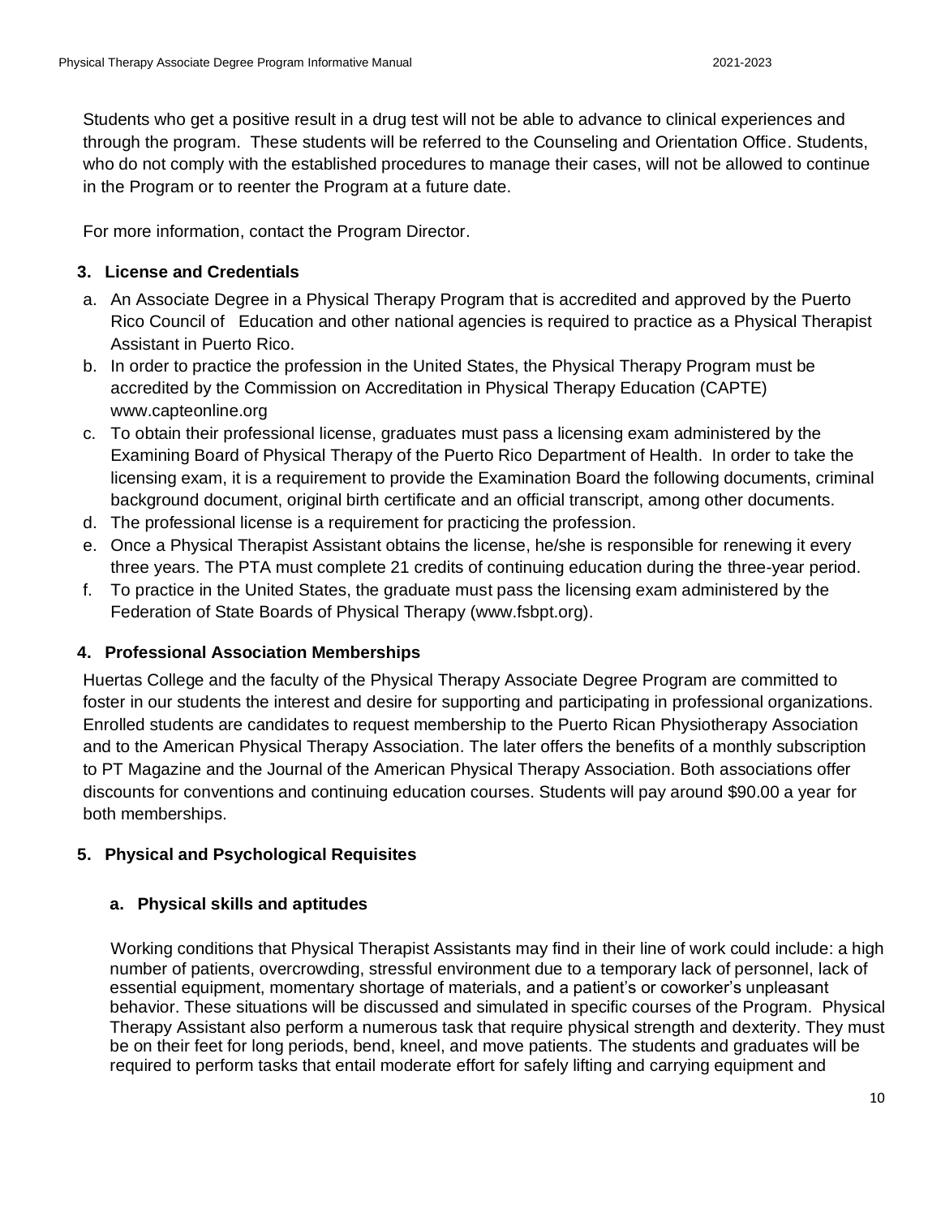Students who get a positive result in a drug test will not be able to advance to clinical experiences and through the program. These students will be referred to the Counseling and Orientation Office. Students, who do not comply with the established procedures to manage their cases, will not be allowed to continue in the Program or to reenter the Program at a future date.

For more information, contact the Program Director.

### 3. License and Credentials

a. An Associate Degree in a Physical Therapy Program that is accredited and approved by the Puerto Rico Council of Education and other national agencies is required to practice as a Physical Therapist Assistant in Puerto Rico.
b. In order to practice the profession in the United States, the Physical Therapy Program must be accredited by the Commission on Accreditation in Physical Therapy Education (CAPTE) www.capteonline.org
c. To obtain their professional license, graduates must pass a licensing exam administered by the Examining Board of Physical Therapy of the Puerto Rico Department of Health. In order to take the licensing exam, it is a requirement to provide the Examination Board the following documents, criminal background document, original birth certificate and an official transcript, among other documents.
d. The professional license is a requirement for practicing the profession.
e. Once a Physical Therapist Assistant obtains the license, he/she is responsible for renewing it every three years. The PTA must complete 21 credits of continuing education during the three-year period.
f. To practice in the United States, the graduate must pass the licensing exam administered by the Federation of State Boards of Physical Therapy (www.fsbpt.org).

### 4. Professional Association Memberships

Huertas College and the faculty of the Physical Therapy Associate Degree Program are committed to foster in our students the interest and desire for supporting and participating in professional organizations. Enrolled students are candidates to request membership to the Puerto Rican Physiotherapy Association and to the American Physical Therapy Association. The later offers the benefits of a monthly subscription to PT Magazine and the Journal of the American Physical Therapy Association. Both associations offer discounts for conventions and continuing education courses. Students will pay around $90.00 a year for both memberships.

### 5. Physical and Psychological Requisites

#### a. Physical skills and aptitudes

Working conditions that Physical Therapist Assistants may find in their line of work could include: a high number of patients, overcrowding, stressful environment due to a temporary lack of personnel, lack of essential equipment, momentary shortage of materials, and a patient's or coworker's unpleasant behavior. These situations will be discussed and simulated in specific courses of the Program. Physical Therapy Assistant also perform a numerous task that require physical strength and dexterity. They must be on their feet for long periods, bend, kneel, and move patients. The students and graduates will be required to perform tasks that entail moderate effort for safely lifting and carrying equipment and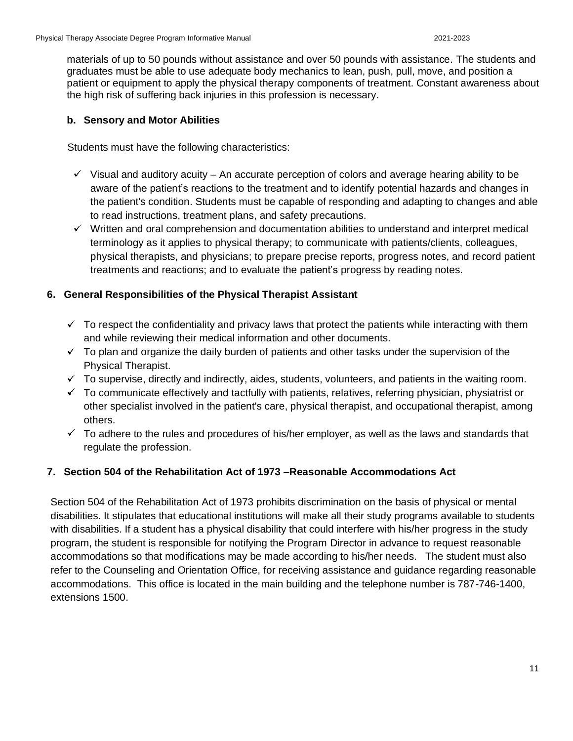materials of up to 50 pounds without assistance and over 50 pounds with assistance. The students and graduates must be able to use adequate body mechanics to lean, push, pull, move, and position a patient or equipment to apply the physical therapy components of treatment. Constant awareness about the high risk of suffering back injuries in this profession is necessary.

### b. Sensory and Motor Abilities

Students must have the following characteristics:

- ✓ Visual and auditory acuity – An accurate perception of colors and average hearing ability to be aware of the patient's reactions to the treatment and to identify potential hazards and changes in the patient's condition. Students must be capable of responding and adapting to changes and able to read instructions, treatment plans, and safety precautions.
- ✓ Written and oral comprehension and documentation abilities to understand and interpret medical terminology as it applies to physical therapy; to communicate with patients/clients, colleagues, physical therapists, and physicians; to prepare precise reports, progress notes, and record patient treatments and reactions; and to evaluate the patient's progress by reading notes.

## 6. General Responsibilities of the Physical Therapist Assistant

- ✓ To respect the confidentiality and privacy laws that protect the patients while interacting with them and while reviewing their medical information and other documents.
- ✓ To plan and organize the daily burden of patients and other tasks under the supervision of the Physical Therapist.
- ✓ To supervise, directly and indirectly, aides, students, volunteers, and patients in the waiting room.
- ✓ To communicate effectively and tactfully with patients, relatives, referring physician, physiatrist or other specialist involved in the patient's care, physical therapist, and occupational therapist, among others.
- ✓ To adhere to the rules and procedures of his/her employer, as well as the laws and standards that regulate the profession.

## 7. Section 504 of the Rehabilitation Act of 1973 –Reasonable Accommodations Act

Section 504 of the Rehabilitation Act of 1973 prohibits discrimination on the basis of physical or mental disabilities. It stipulates that educational institutions will make all their study programs available to students with disabilities. If a student has a physical disability that could interfere with his/her progress in the study program, the student is responsible for notifying the Program Director in advance to request reasonable accommodations so that modifications may be made according to his/her needs. The student must also refer to the Counseling and Orientation Office, for receiving assistance and guidance regarding reasonable accommodations. This office is located in the main building and the telephone number is 787-746-1400, extensions 1500.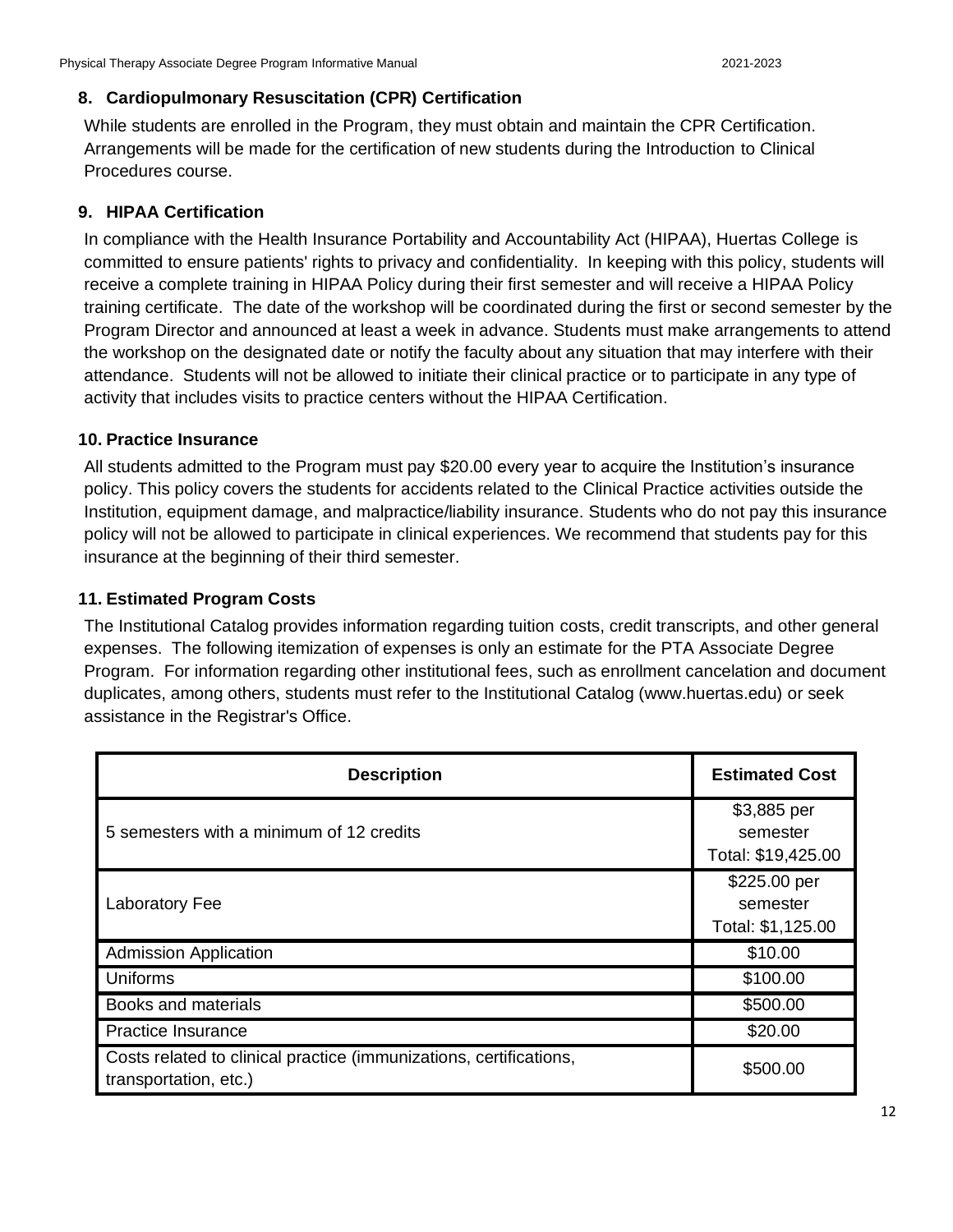### 8. Cardiopulmonary Resuscitation (CPR) Certification

While students are enrolled in the Program, they must obtain and maintain the CPR Certification. Arrangements will be made for the certification of new students during the Introduction to Clinical Procedures course.

### 9. HIPAA Certification

In compliance with the Health Insurance Portability and Accountability Act (HIPAA), Huertas College is committed to ensure patients' rights to privacy and confidentiality. In keeping with this policy, students will receive a complete training in HIPAA Policy during their first semester and will receive a HIPAA Policy training certificate. The date of the workshop will be coordinated during the first or second semester by the Program Director and announced at least a week in advance. Students must make arrangements to attend the workshop on the designated date or notify the faculty about any situation that may interfere with their attendance. Students will not be allowed to initiate their clinical practice or to participate in any type of activity that includes visits to practice centers without the HIPAA Certification.

### 10. Practice Insurance

All students admitted to the Program must pay $20.00 every year to acquire the Institution's insurance policy. This policy covers the students for accidents related to the Clinical Practice activities outside the Institution, equipment damage, and malpractice/liability insurance. Students who do not pay this insurance policy will not be allowed to participate in clinical experiences. We recommend that students pay for this insurance at the beginning of their third semester.

### 11. Estimated Program Costs

The Institutional Catalog provides information regarding tuition costs, credit transcripts, and other general expenses. The following itemization of expenses is only an estimate for the PTA Associate Degree Program. For information regarding other institutional fees, such as enrollment cancelation and document duplicates, among others, students must refer to the Institutional Catalog (www.huertas.edu) or seek assistance in the Registrar's Office.

| Description | Estimated Cost |
|---|---|
| 5 semesters with a minimum of 12 credits | $3,885 per semester Total: $19,425.00 |
| Laboratory Fee | $225.00 per semester Total: $1,125.00 |
| Admission Application | $10.00 |
| Uniforms | $100.00 |
| Books and materials | $500.00 |
| Practice Insurance | $20.00 |
| Costs related to clinical practice (immunizations, certifications, transportation, etc.) | $500.00 |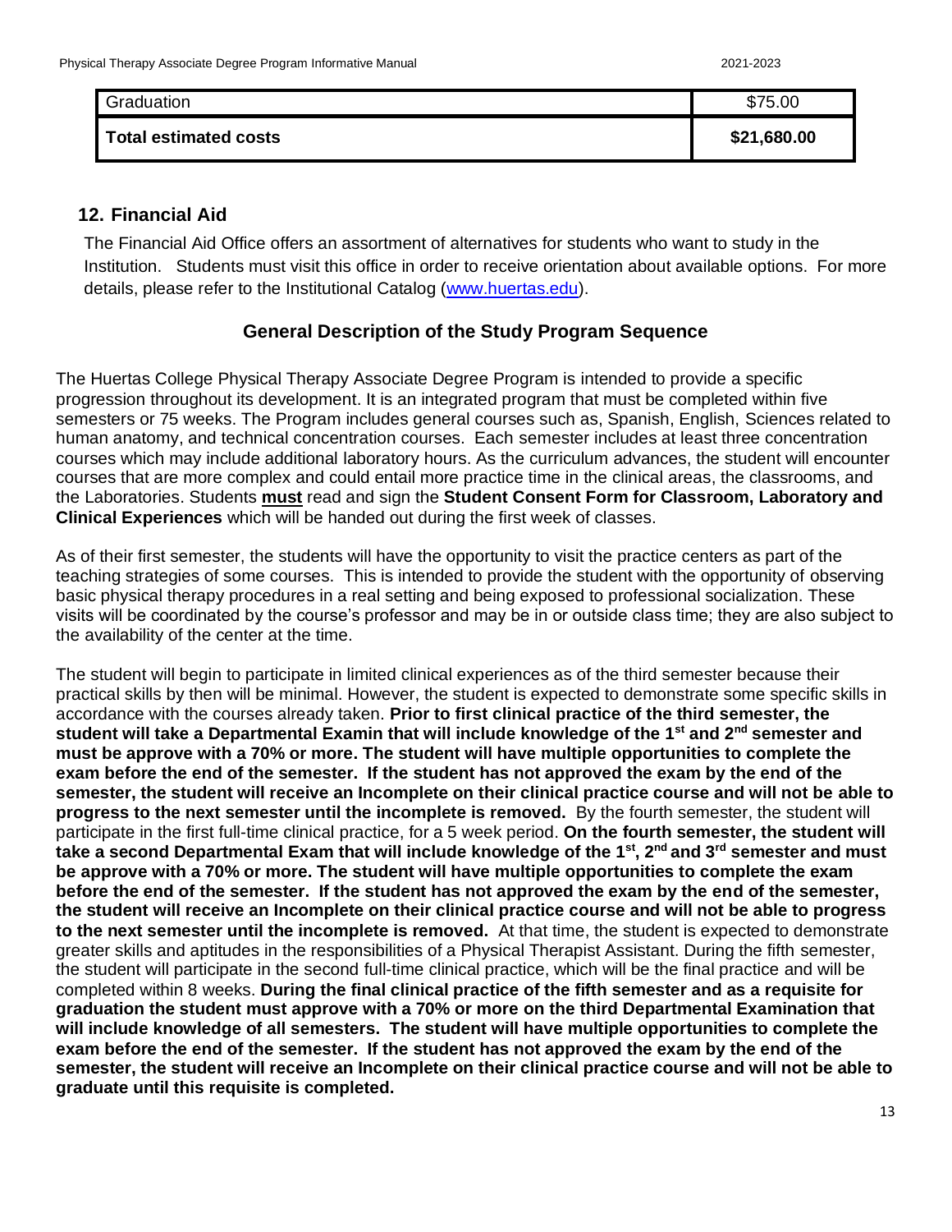| Graduation | $75.00 |
|---|---|
| **Total estimated costs** | **$21,680.00** |

## 12. Financial Aid

The Financial Aid Office offers an assortment of alternatives for students who want to study in the Institution. Students must visit this office in order to receive orientation about available options. For more details, please refer to the Institutional Catalog (www.huertas.edu).

### General Description of the Study Program Sequence

The Huertas College Physical Therapy Associate Degree Program is intended to provide a specific progression throughout its development. It is an integrated program that must be completed within five semesters or 75 weeks. The Program includes general courses such as, Spanish, English, Sciences related to human anatomy, and technical concentration courses. Each semester includes at least three concentration courses which may include additional laboratory hours. As the curriculum advances, the student will encounter courses that are more complex and could entail more practice time in the clinical areas, the classrooms, and the Laboratories. Students **must** read and sign the **Student Consent Form for Classroom, Laboratory and Clinical Experiences** which will be handed out during the first week of classes.

As of their first semester, the students will have the opportunity to visit the practice centers as part of the teaching strategies of some courses. This is intended to provide the student with the opportunity of observing basic physical therapy procedures in a real setting and being exposed to professional socialization. These visits will be coordinated by the course's professor and may be in or outside class time; they are also subject to the availability of the center at the time.

The student will begin to participate in limited clinical experiences as of the third semester because their practical skills by then will be minimal. However, the student is expected to demonstrate some specific skills in accordance with the courses already taken. **Prior to first clinical practice of the third semester, the student will take a Departmental Examin that will include knowledge of the 1st and 2nd semester and must be approve with a 70% or more. The student will have multiple opportunities to complete the exam before the end of the semester. If the student has not approved the exam by the end of the semester, the student will receive an Incomplete on their clinical practice course and will not be able to progress to the next semester until the incomplete is removed.** By the fourth semester, the student will participate in the first full-time clinical practice, for a 5 week period. **On the fourth semester, the student will take a second Departmental Exam that will include knowledge of the 1st, 2nd and 3rd semester and must be approve with a 70% or more. The student will have multiple opportunities to complete the exam before the end of the semester. If the student has not approved the exam by the end of the semester, the student will receive an Incomplete on their clinical practice course and will not be able to progress to the next semester until the incomplete is removed.** At that time, the student is expected to demonstrate greater skills and aptitudes in the responsibilities of a Physical Therapist Assistant. During the fifth semester, the student will participate in the second full-time clinical practice, which will be the final practice and will be completed within 8 weeks. **During the final clinical practice of the fifth semester and as a requisite for graduation the student must approve with a 70% or more on the third Departmental Examination that will include knowledge of all semesters. The student will have multiple opportunities to complete the exam before the end of the semester. If the student has not approved the exam by the end of the semester, the student will receive an Incomplete on their clinical practice course and will not be able to graduate until this requisite is completed.**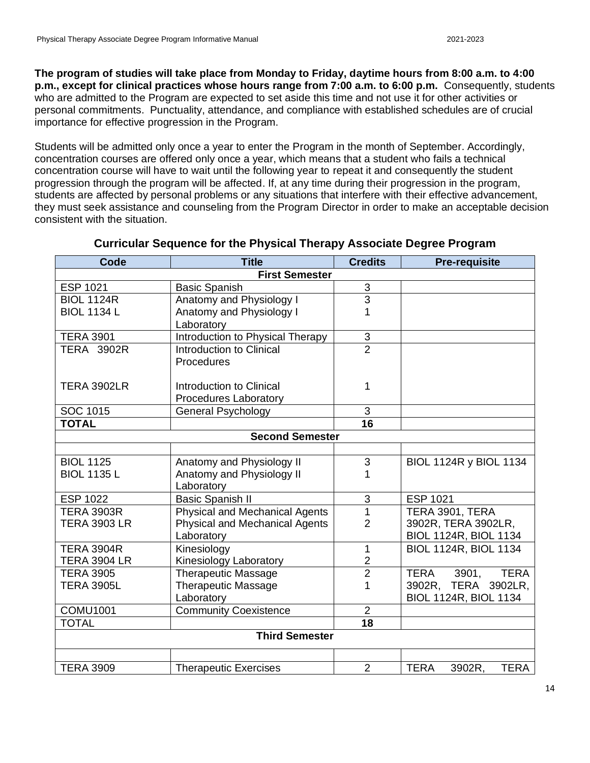**The program of studies will take place from Monday to Friday, daytime hours from 8:00 a.m. to 4:00 p.m., except for clinical practices whose hours range from 7:00 a.m. to 6:00 p.m.** Consequently, students who are admitted to the Program are expected to set aside this time and not use it for other activities or personal commitments. Punctuality, attendance, and compliance with established schedules are of crucial importance for effective progression in the Program.

Students will be admitted only once a year to enter the Program in the month of September. Accordingly, concentration courses are offered only once a year, which means that a student who fails a technical concentration course will have to wait until the following year to repeat it and consequently the student progression through the program will be affected. If, at any time during their progression in the program, students are affected by personal problems or any situations that interfere with their effective advancement, they must seek assistance and counseling from the Program Director in order to make an acceptable decision consistent with the situation.

## Curricular Sequence for the Physical Therapy Associate Degree Program

| Code | Title | Credits | Pre-requisite |
|---|---|---|---|
| **First Semester** | | | |
| ESP 1021 | Basic Spanish | 3 | |
| BIOL 1124R<br>BIOL 1134 L | Anatomy and Physiology I<br>Anatomy and Physiology I Laboratory | 3<br>1 | |
| TERA 3901 | Introduction to Physical Therapy | 3 | |
| TERA 3902R<br><br>TERA 3902LR | Introduction to Clinical Procedures<br><br>Introduction to Clinical Procedures Laboratory | 2<br><br>1 | |
| SOC 1015 | General Psychology | 3 | |
| **TOTAL** | | **16** | |
| **Second Semester** | | | |
| | | | |
| BIOL 1125<br>BIOL 1135 L | Anatomy and Physiology II<br>Anatomy and Physiology II Laboratory | 3<br>1 | BIOL 1124R y BIOL 1134 |
| ESP 1022 | Basic Spanish II | 3 | ESP 1021 |
| TERA 3903R<br>TERA 3903 LR | Physical and Mechanical Agents<br>Physical and Mechanical Agents Laboratory | 1<br>2 | TERA 3901, TERA 3902R, TERA 3902LR, BIOL 1124R, BIOL 1134 |
| TERA 3904R<br>TERA 3904 LR | Kinesiology<br>Kinesiology Laboratory | 1<br>2 | BIOL 1124R, BIOL 1134 |
| TERA 3905<br>TERA 3905L | Therapeutic Massage<br>Therapeutic Massage Laboratory | 2<br>1 | TERA 3901, TERA 3902R, TERA 3902LR, BIOL 1124R, BIOL 1134 |
| COMU1001 | Community Coexistence | 2 | |
| TOTAL | | **18** | |
| **Third Semester** | | | |
| | | | |
| TERA 3909 | Therapeutic Exercises | 2 | TERA 3902R, TERA |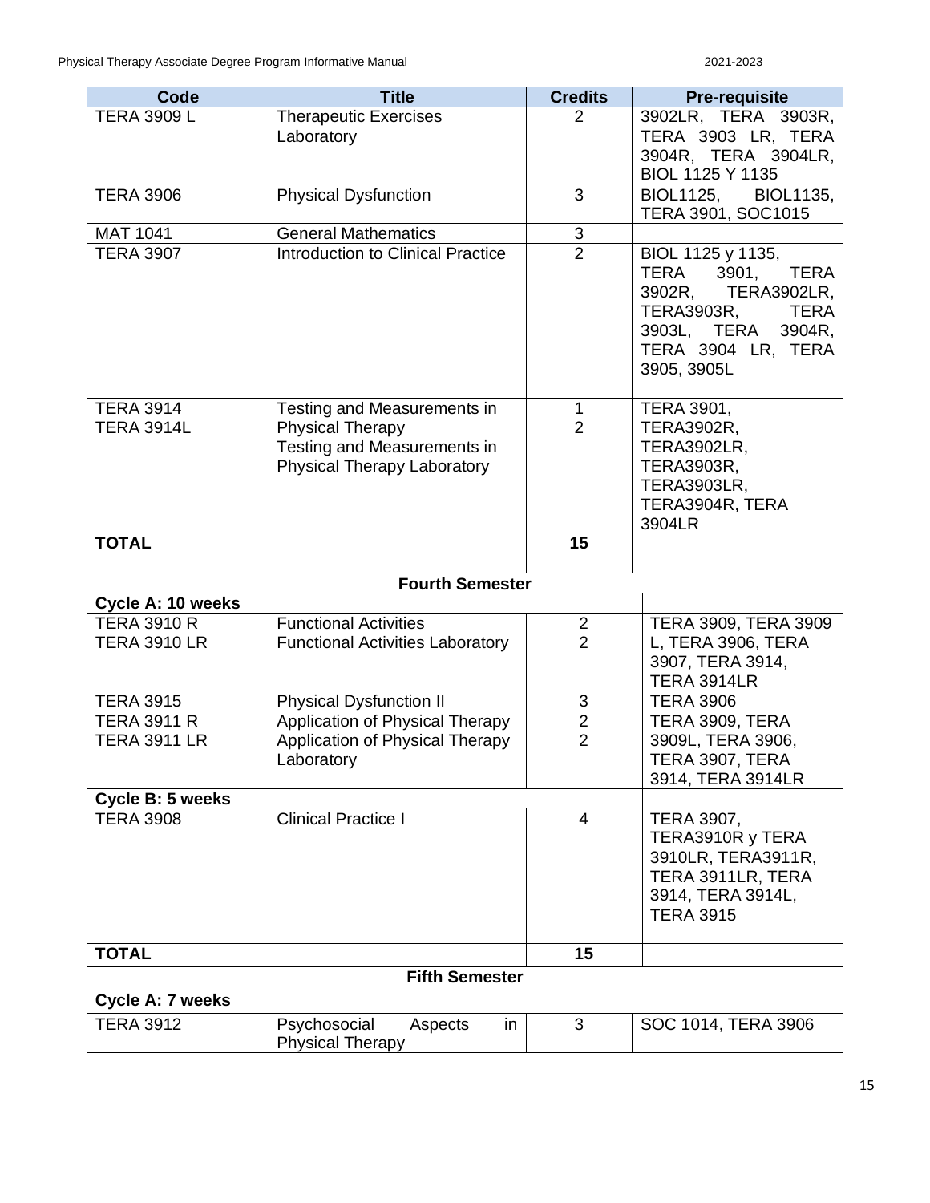| Code | Title | Credits | Pre-requisite |
|---|---|---|---|
| TERA 3909 L | Therapeutic Exercises Laboratory | 2 | 3902LR, TERA 3903R, TERA 3903 LR, TERA 3904R, TERA 3904LR, BIOL 1125 Y 1135 |
| TERA 3906 | Physical Dysfunction | 3 | BIOL1125, BIOL1135, TERA 3901, SOC1015 |
| MAT 1041 | General Mathematics | 3 | |
| TERA 3907 | Introduction to Clinical Practice | 2 | BIOL 1125 y 1135, TERA 3901, TERA 3902R, TERA3902LR, TERA3903R, TERA 3903L, TERA 3904R, TERA 3904 LR, TERA 3905, 3905L |
| TERA 3914<br>TERA 3914L | Testing and Measurements in Physical Therapy<br>Testing and Measurements in Physical Therapy Laboratory | 1<br>2 | TERA 3901, TERA3902R, TERA3902LR, TERA3903R, TERA3903LR, TERA3904R, TERA 3904LR |
| **TOTAL** | | **15** | |
| | | | |
| | **Fourth Semester** | | |
| **Cycle A: 10 weeks** | | | |
| TERA 3910 R<br>TERA 3910 LR | Functional Activities<br>Functional Activities Laboratory | 2<br>2 | TERA 3909, TERA 3909 L, TERA 3906, TERA 3907, TERA 3914, TERA 3914LR |
| TERA 3915 | Physical Dysfunction II | 3 | TERA 3906 |
| TERA 3911 R<br>TERA 3911 LR | Application of Physical Therapy<br>Application of Physical Therapy Laboratory | 2<br>2 | TERA 3909, TERA 3909L, TERA 3906, TERA 3907, TERA 3914, TERA 3914LR |
| **Cycle B: 5 weeks** | | | |
| TERA 3908 | Clinical Practice I | 4 | TERA 3907, TERA3910R y TERA 3910LR, TERA3911R, TERA 3911LR, TERA 3914, TERA 3914L, TERA 3915 |
| **TOTAL** | | **15** | |
| | **Fifth Semester** | | |
| **Cycle A: 7 weeks** | | | |
| TERA 3912 | Psychosocial Aspects in Physical Therapy | 3 | SOC 1014, TERA 3906 |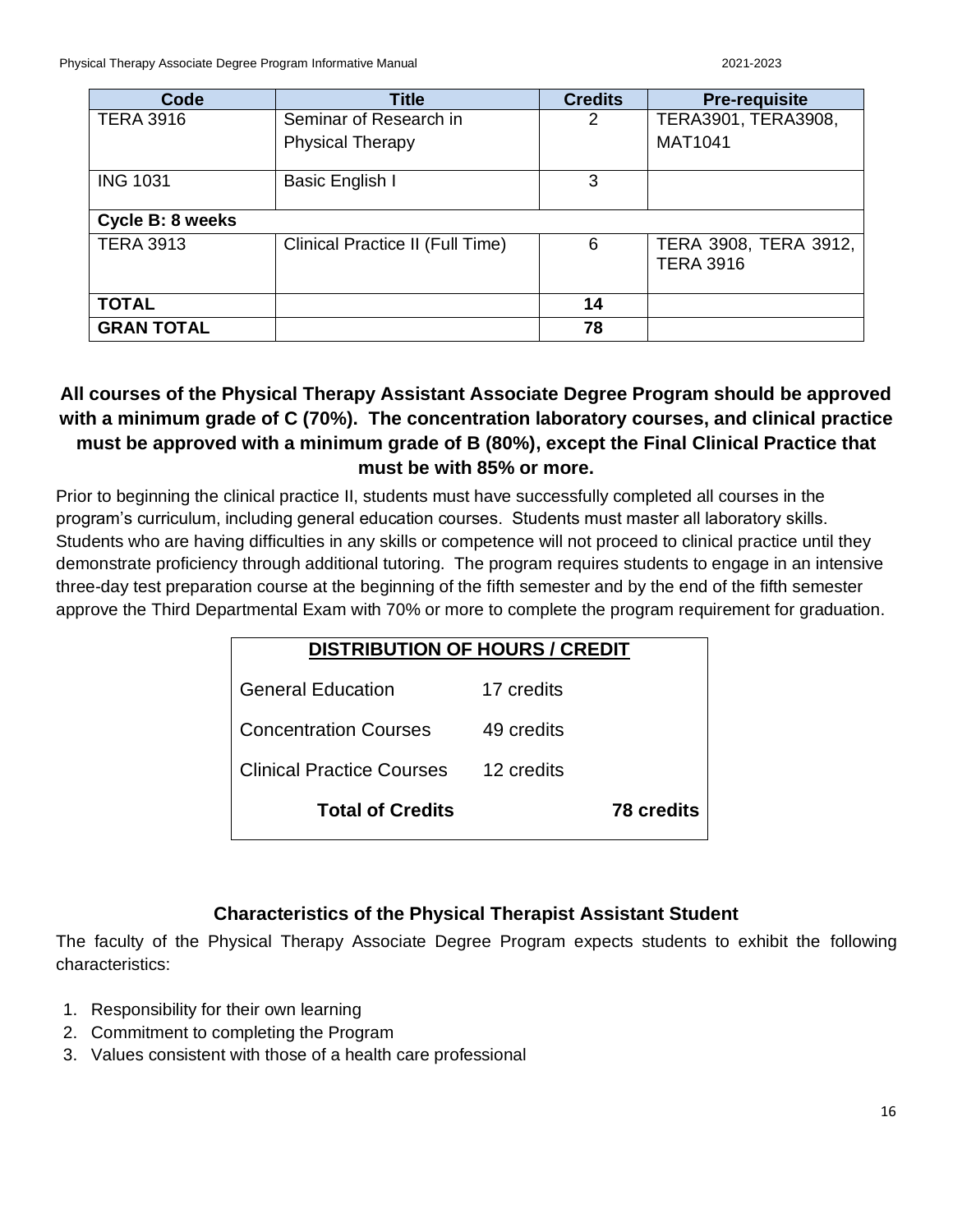| Code | Title | Credits | Pre-requisite |
|---|---|---|---|
| TERA 3916 | Seminar of Research in Physical Therapy | 2 | TERA3901, TERA3908, MAT1041 |
| ING 1031 | Basic English I | 3 | |
| **Cycle B: 8 weeks** | | | |
| TERA 3913 | Clinical Practice II (Full Time) | 6 | TERA 3908, TERA 3912, TERA 3916 |
| **TOTAL** | | **14** | |
| **GRAN TOTAL** | | **78** | |

**All courses of the Physical Therapy Assistant Associate Degree Program should be approved with a minimum grade of C (70%). The concentration laboratory courses, and clinical practice must be approved with a minimum grade of B (80%), except the Final Clinical Practice that must be with 85% or more.**

Prior to beginning the clinical practice II, students must have successfully completed all courses in the program's curriculum, including general education courses. Students must master all laboratory skills. Students who are having difficulties in any skills or competence will not proceed to clinical practice until they demonstrate proficiency through additional tutoring. The program requires students to engage in an intensive three-day test preparation course at the beginning of the fifth semester and by the end of the fifth semester approve the Third Departmental Exam with 70% or more to complete the program requirement for graduation.

| **DISTRIBUTION OF HOURS / CREDIT** | | |
|---|---|---|
| General Education | 17 credits | |
| Concentration Courses | 49 credits | |
| Clinical Practice Courses | 12 credits | |
| **Total of Credits** | | **78 credits** |

## Characteristics of the Physical Therapist Assistant Student

The faculty of the Physical Therapy Associate Degree Program expects students to exhibit the following characteristics:

1. Responsibility for their own learning
2. Commitment to completing the Program
3. Values consistent with those of a health care professional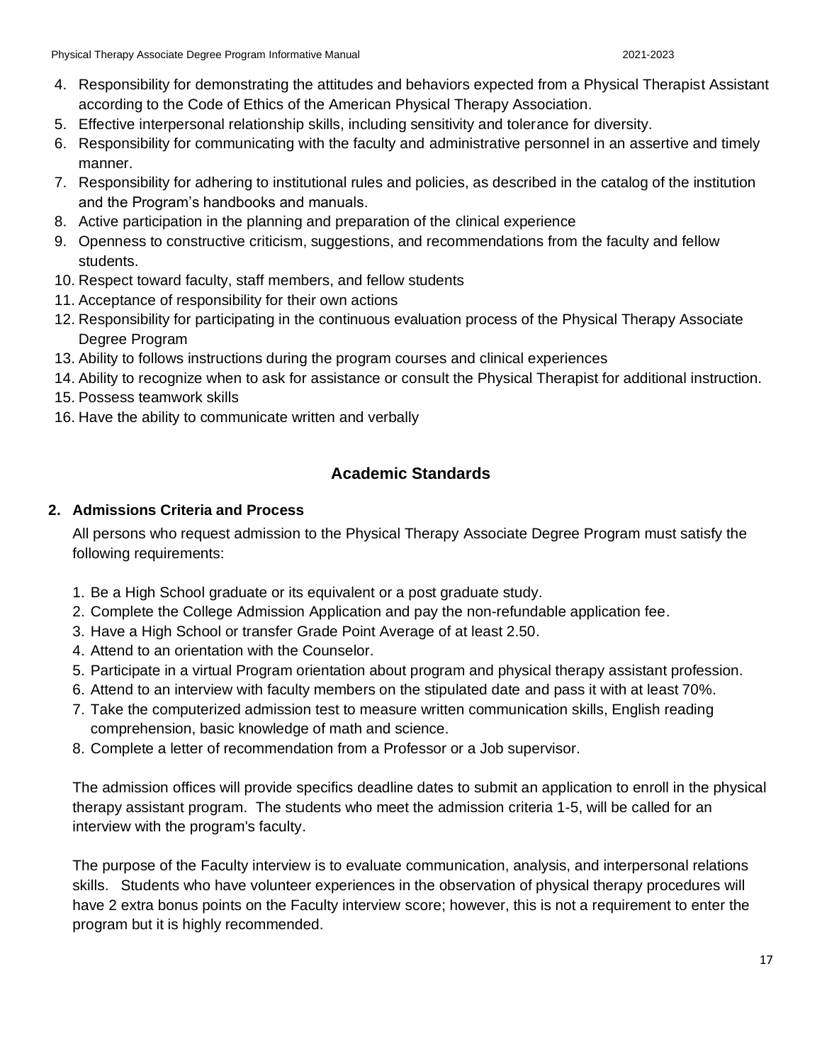4. Responsibility for demonstrating the attitudes and behaviors expected from a Physical Therapist Assistant according to the Code of Ethics of the American Physical Therapy Association.
5. Effective interpersonal relationship skills, including sensitivity and tolerance for diversity.
6. Responsibility for communicating with the faculty and administrative personnel in an assertive and timely manner.
7. Responsibility for adhering to institutional rules and policies, as described in the catalog of the institution and the Program's handbooks and manuals.
8. Active participation in the planning and preparation of the clinical experience
9. Openness to constructive criticism, suggestions, and recommendations from the faculty and fellow students.
10. Respect toward faculty, staff members, and fellow students
11. Acceptance of responsibility for their own actions
12. Responsibility for participating in the continuous evaluation process of the Physical Therapy Associate Degree Program
13. Ability to follows instructions during the program courses and clinical experiences
14. Ability to recognize when to ask for assistance or consult the Physical Therapist for additional instruction.
15. Possess teamwork skills
16. Have the ability to communicate written and verbally

## Academic Standards

### 2. Admissions Criteria and Process

All persons who request admission to the Physical Therapy Associate Degree Program must satisfy the following requirements:

1. Be a High School graduate or its equivalent or a post graduate study.
2. Complete the College Admission Application and pay the non-refundable application fee.
3. Have a High School or transfer Grade Point Average of at least 2.50.
4. Attend to an orientation with the Counselor.
5. Participate in a virtual Program orientation about program and physical therapy assistant profession.
6. Attend to an interview with faculty members on the stipulated date and pass it with at least 70%.
7. Take the computerized admission test to measure written communication skills, English reading comprehension, basic knowledge of math and science.
8. Complete a letter of recommendation from a Professor or a Job supervisor.

The admission offices will provide specifics deadline dates to submit an application to enroll in the physical therapy assistant program. The students who meet the admission criteria 1-5, will be called for an interview with the program's faculty.

The purpose of the Faculty interview is to evaluate communication, analysis, and interpersonal relations skills. Students who have volunteer experiences in the observation of physical therapy procedures will have 2 extra bonus points on the Faculty interview score; however, this is not a requirement to enter the program but it is highly recommended.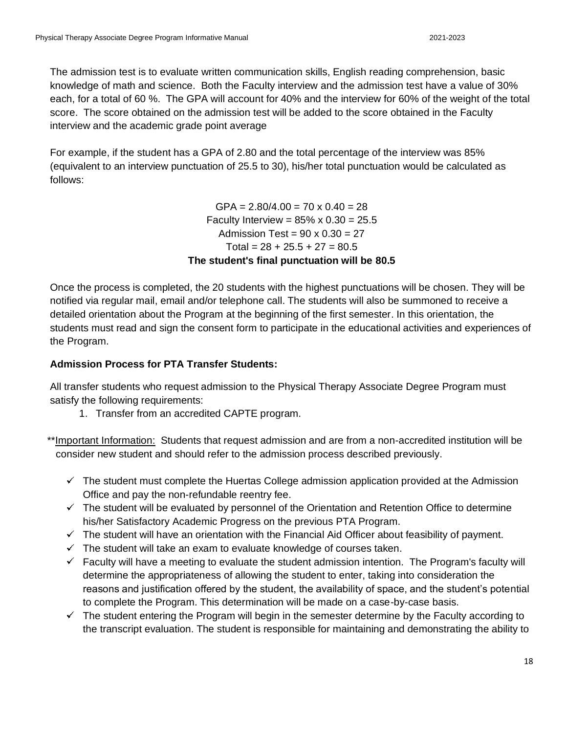The admission test is to evaluate written communication skills, English reading comprehension, basic knowledge of math and science. Both the Faculty interview and the admission test have a value of 30% each, for a total of 60 %. The GPA will account for 40% and the interview for 60% of the weight of the total score. The score obtained on the admission test will be added to the score obtained in the Faculty interview and the academic grade point average

For example, if the student has a GPA of 2.80 and the total percentage of the interview was 85% (equivalent to an interview punctuation of 25.5 to 30), his/her total punctuation would be calculated as follows:

GPA = 2.80/4.00 = 70 x 0.40 = 28
Faculty Interview = 85% x 0.30 = 25.5
Admission Test = 90 x 0.30 = 27
Total = 28 + 25.5 + 27 = 80.5
**The student's final punctuation will be 80.5**

Once the process is completed, the 20 students with the highest punctuations will be chosen. They will be notified via regular mail, email and/or telephone call. The students will also be summoned to receive a detailed orientation about the Program at the beginning of the first semester. In this orientation, the students must read and sign the consent form to participate in the educational activities and experiences of the Program.

**Admission Process for PTA Transfer Students:**

All transfer students who request admission to the Physical Therapy Associate Degree Program must satisfy the following requirements:

1. Transfer from an accredited CAPTE program.

**Important Information:** Students that request admission and are from a non-accredited institution will be consider new student and should refer to the admission process described previously.

- ✓ The student must complete the Huertas College admission application provided at the Admission Office and pay the non-refundable reentry fee.
- ✓ The student will be evaluated by personnel of the Orientation and Retention Office to determine his/her Satisfactory Academic Progress on the previous PTA Program.
- ✓ The student will have an orientation with the Financial Aid Officer about feasibility of payment.
- ✓ The student will take an exam to evaluate knowledge of courses taken.
- ✓ Faculty will have a meeting to evaluate the student admission intention. The Program's faculty will determine the appropriateness of allowing the student to enter, taking into consideration the reasons and justification offered by the student, the availability of space, and the student's potential to complete the Program. This determination will be made on a case-by-case basis.
- ✓ The student entering the Program will begin in the semester determine by the Faculty according to the transcript evaluation. The student is responsible for maintaining and demonstrating the ability to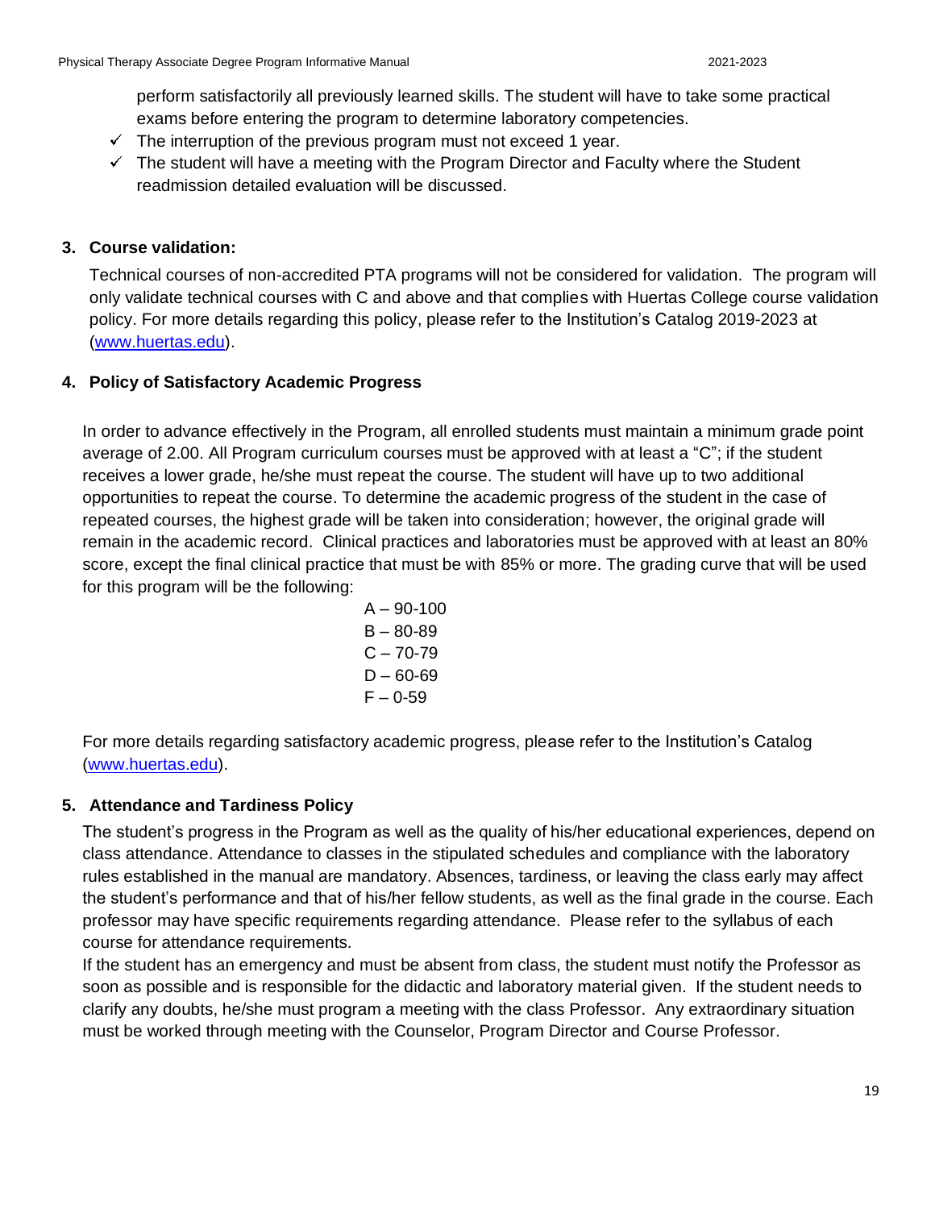perform satisfactorily all previously learned skills. The student will have to take some practical exams before entering the program to determine laboratory competencies.

- ✓ The interruption of the previous program must not exceed 1 year.
- ✓ The student will have a meeting with the Program Director and Faculty where the Student readmission detailed evaluation will be discussed.

## 3. Course validation:

Technical courses of non-accredited PTA programs will not be considered for validation. The program will only validate technical courses with C and above and that complies with Huertas College course validation policy. For more details regarding this policy, please refer to the Institution's Catalog 2019-2023 at (www.huertas.edu).

## 4. Policy of Satisfactory Academic Progress

In order to advance effectively in the Program, all enrolled students must maintain a minimum grade point average of 2.00. All Program curriculum courses must be approved with at least a "C"; if the student receives a lower grade, he/she must repeat the course. The student will have up to two additional opportunities to repeat the course. To determine the academic progress of the student in the case of repeated courses, the highest grade will be taken into consideration; however, the original grade will remain in the academic record. Clinical practices and laboratories must be approved with at least an 80% score, except the final clinical practice that must be with 85% or more. The grading curve that will be used for this program will be the following:

A – 90-100
B – 80-89
C – 70-79
D – 60-69
F – 0-59

For more details regarding satisfactory academic progress, please refer to the Institution's Catalog (www.huertas.edu).

## 5. Attendance and Tardiness Policy

The student's progress in the Program as well as the quality of his/her educational experiences, depend on class attendance. Attendance to classes in the stipulated schedules and compliance with the laboratory rules established in the manual are mandatory. Absences, tardiness, or leaving the class early may affect the student's performance and that of his/her fellow students, as well as the final grade in the course. Each professor may have specific requirements regarding attendance. Please refer to the syllabus of each course for attendance requirements.

If the student has an emergency and must be absent from class, the student must notify the Professor as soon as possible and is responsible for the didactic and laboratory material given. If the student needs to clarify any doubts, he/she must program a meeting with the class Professor. Any extraordinary situation must be worked through meeting with the Counselor, Program Director and Course Professor.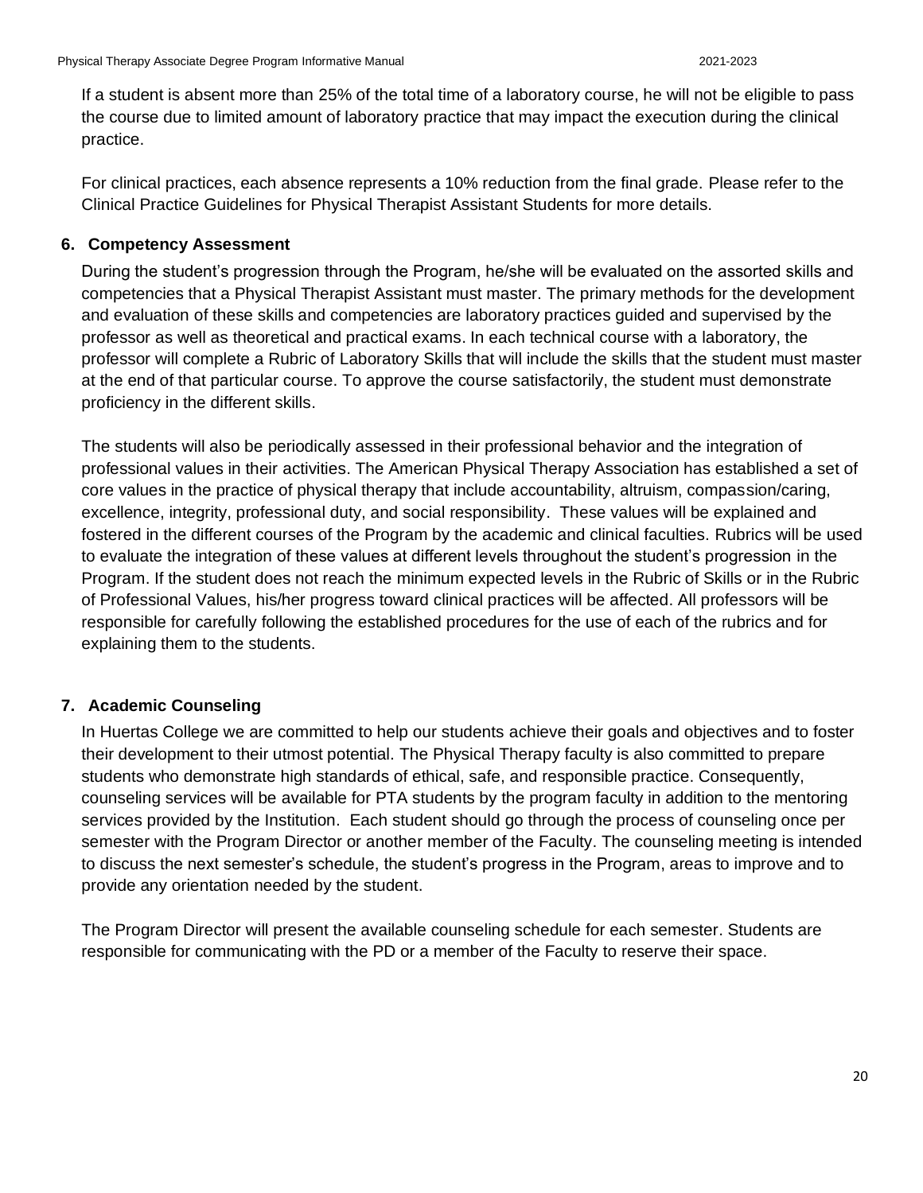If a student is absent more than 25% of the total time of a laboratory course, he will not be eligible to pass the course due to limited amount of laboratory practice that may impact the execution during the clinical practice.

For clinical practices, each absence represents a 10% reduction from the final grade. Please refer to the Clinical Practice Guidelines for Physical Therapist Assistant Students for more details.

## 6. Competency Assessment

During the student's progression through the Program, he/she will be evaluated on the assorted skills and competencies that a Physical Therapist Assistant must master. The primary methods for the development and evaluation of these skills and competencies are laboratory practices guided and supervised by the professor as well as theoretical and practical exams. In each technical course with a laboratory, the professor will complete a Rubric of Laboratory Skills that will include the skills that the student must master at the end of that particular course. To approve the course satisfactorily, the student must demonstrate proficiency in the different skills.

The students will also be periodically assessed in their professional behavior and the integration of professional values in their activities. The American Physical Therapy Association has established a set of core values in the practice of physical therapy that include accountability, altruism, compassion/caring, excellence, integrity, professional duty, and social responsibility. These values will be explained and fostered in the different courses of the Program by the academic and clinical faculties. Rubrics will be used to evaluate the integration of these values at different levels throughout the student's progression in the Program. If the student does not reach the minimum expected levels in the Rubric of Skills or in the Rubric of Professional Values, his/her progress toward clinical practices will be affected. All professors will be responsible for carefully following the established procedures for the use of each of the rubrics and for explaining them to the students.

## 7. Academic Counseling

In Huertas College we are committed to help our students achieve their goals and objectives and to foster their development to their utmost potential. The Physical Therapy faculty is also committed to prepare students who demonstrate high standards of ethical, safe, and responsible practice. Consequently, counseling services will be available for PTA students by the program faculty in addition to the mentoring services provided by the Institution. Each student should go through the process of counseling once per semester with the Program Director or another member of the Faculty. The counseling meeting is intended to discuss the next semester's schedule, the student's progress in the Program, areas to improve and to provide any orientation needed by the student.

The Program Director will present the available counseling schedule for each semester. Students are responsible for communicating with the PD or a member of the Faculty to reserve their space.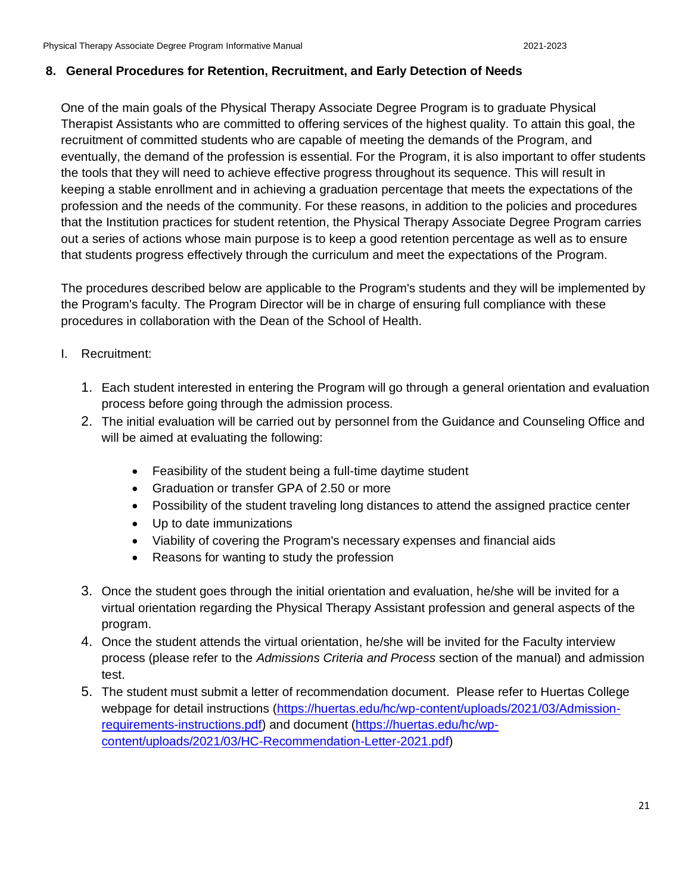## 8. General Procedures for Retention, Recruitment, and Early Detection of Needs

One of the main goals of the Physical Therapy Associate Degree Program is to graduate Physical Therapist Assistants who are committed to offering services of the highest quality. To attain this goal, the recruitment of committed students who are capable of meeting the demands of the Program, and eventually, the demand of the profession is essential. For the Program, it is also important to offer students the tools that they will need to achieve effective progress throughout its sequence. This will result in keeping a stable enrollment and in achieving a graduation percentage that meets the expectations of the profession and the needs of the community. For these reasons, in addition to the policies and procedures that the Institution practices for student retention, the Physical Therapy Associate Degree Program carries out a series of actions whose main purpose is to keep a good retention percentage as well as to ensure that students progress effectively through the curriculum and meet the expectations of the Program.

The procedures described below are applicable to the Program's students and they will be implemented by the Program's faculty. The Program Director will be in charge of ensuring full compliance with these procedures in collaboration with the Dean of the School of Health.

I. Recruitment:

1. Each student interested in entering the Program will go through a general orientation and evaluation process before going through the admission process.
2. The initial evaluation will be carried out by personnel from the Guidance and Counseling Office and will be aimed at evaluating the following:
   - Feasibility of the student being a full-time daytime student
   - Graduation or transfer GPA of 2.50 or more
   - Possibility of the student traveling long distances to attend the assigned practice center
   - Up to date immunizations
   - Viability of covering the Program's necessary expenses and financial aids
   - Reasons for wanting to study the profession
3. Once the student goes through the initial orientation and evaluation, he/she will be invited for a virtual orientation regarding the Physical Therapy Assistant profession and general aspects of the program.
4. Once the student attends the virtual orientation, he/she will be invited for the Faculty interview process (please refer to the *Admissions Criteria and Process* section of the manual) and admission test.
5. The student must submit a letter of recommendation document. Please refer to Huertas College webpage for detail instructions (https://huertas.edu/hc/wp-content/uploads/2021/03/Admission-requirements-instructions.pdf) and document (https://huertas.edu/hc/wp-content/uploads/2021/03/HC-Recommendation-Letter-2021.pdf)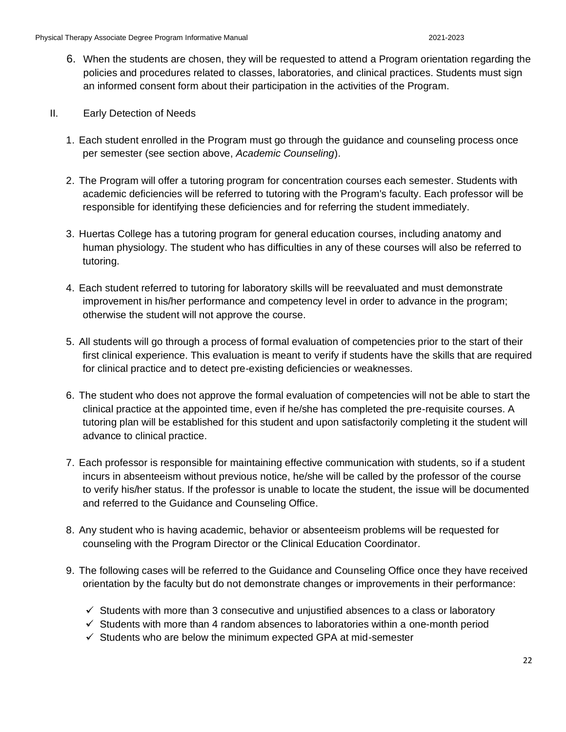6. When the students are chosen, they will be requested to attend a Program orientation regarding the policies and procedures related to classes, laboratories, and clinical practices. Students must sign an informed consent form about their participation in the activities of the Program.

## II. Early Detection of Needs

1. Each student enrolled in the Program must go through the guidance and counseling process once per semester (see section above, *Academic Counseling*).

2. The Program will offer a tutoring program for concentration courses each semester. Students with academic deficiencies will be referred to tutoring with the Program's faculty. Each professor will be responsible for identifying these deficiencies and for referring the student immediately.

3. Huertas College has a tutoring program for general education courses, including anatomy and human physiology. The student who has difficulties in any of these courses will also be referred to tutoring.

4. Each student referred to tutoring for laboratory skills will be reevaluated and must demonstrate improvement in his/her performance and competency level in order to advance in the program; otherwise the student will not approve the course.

5. All students will go through a process of formal evaluation of competencies prior to the start of their first clinical experience. This evaluation is meant to verify if students have the skills that are required for clinical practice and to detect pre-existing deficiencies or weaknesses.

6. The student who does not approve the formal evaluation of competencies will not be able to start the clinical practice at the appointed time, even if he/she has completed the pre-requisite courses. A tutoring plan will be established for this student and upon satisfactorily completing it the student will advance to clinical practice.

7. Each professor is responsible for maintaining effective communication with students, so if a student incurs in absenteeism without previous notice, he/she will be called by the professor of the course to verify his/her status. If the professor is unable to locate the student, the issue will be documented and referred to the Guidance and Counseling Office.

8. Any student who is having academic, behavior or absenteeism problems will be requested for counseling with the Program Director or the Clinical Education Coordinator.

9. The following cases will be referred to the Guidance and Counseling Office once they have received orientation by the faculty but do not demonstrate changes or improvements in their performance:

   - ✓ Students with more than 3 consecutive and unjustified absences to a class or laboratory
   - ✓ Students with more than 4 random absences to laboratories within a one-month period
   - ✓ Students who are below the minimum expected GPA at mid-semester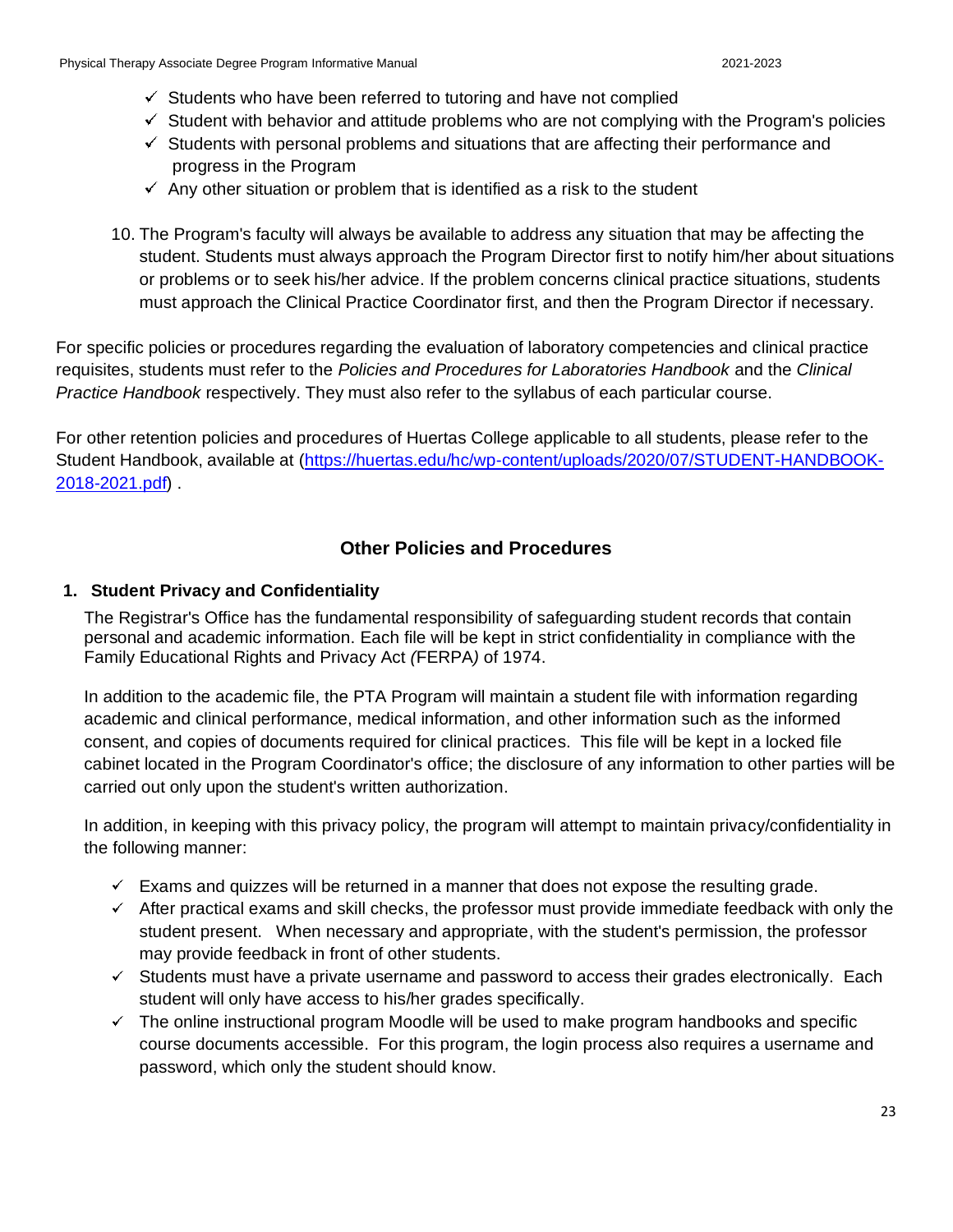- ✓ Students who have been referred to tutoring and have not complied
- ✓ Student with behavior and attitude problems who are not complying with the Program's policies
- ✓ Students with personal problems and situations that are affecting their performance and progress in the Program
- ✓ Any other situation or problem that is identified as a risk to the student

10. The Program's faculty will always be available to address any situation that may be affecting the student. Students must always approach the Program Director first to notify him/her about situations or problems or to seek his/her advice. If the problem concerns clinical practice situations, students must approach the Clinical Practice Coordinator first, and then the Program Director if necessary.

For specific policies or procedures regarding the evaluation of laboratory competencies and clinical practice requisites, students must refer to the *Policies and Procedures for Laboratories Handbook* and the *Clinical Practice Handbook* respectively. They must also refer to the syllabus of each particular course.

For other retention policies and procedures of Huertas College applicable to all students, please refer to the Student Handbook, available at (https://huertas.edu/hc/wp-content/uploads/2020/07/STUDENT-HANDBOOK-2018-2021.pdf) .

## Other Policies and Procedures

### 1. Student Privacy and Confidentiality

The Registrar's Office has the fundamental responsibility of safeguarding student records that contain personal and academic information. Each file will be kept in strict confidentiality in compliance with the Family Educational Rights and Privacy Act *(*FERPA*)* of 1974.

In addition to the academic file, the PTA Program will maintain a student file with information regarding academic and clinical performance, medical information, and other information such as the informed consent, and copies of documents required for clinical practices. This file will be kept in a locked file cabinet located in the Program Coordinator's office; the disclosure of any information to other parties will be carried out only upon the student's written authorization.

In addition, in keeping with this privacy policy, the program will attempt to maintain privacy/confidentiality in the following manner:

- ✓ Exams and quizzes will be returned in a manner that does not expose the resulting grade.
- ✓ After practical exams and skill checks, the professor must provide immediate feedback with only the student present. When necessary and appropriate, with the student's permission, the professor may provide feedback in front of other students.
- ✓ Students must have a private username and password to access their grades electronically. Each student will only have access to his/her grades specifically.
- ✓ The online instructional program Moodle will be used to make program handbooks and specific course documents accessible. For this program, the login process also requires a username and password, which only the student should know.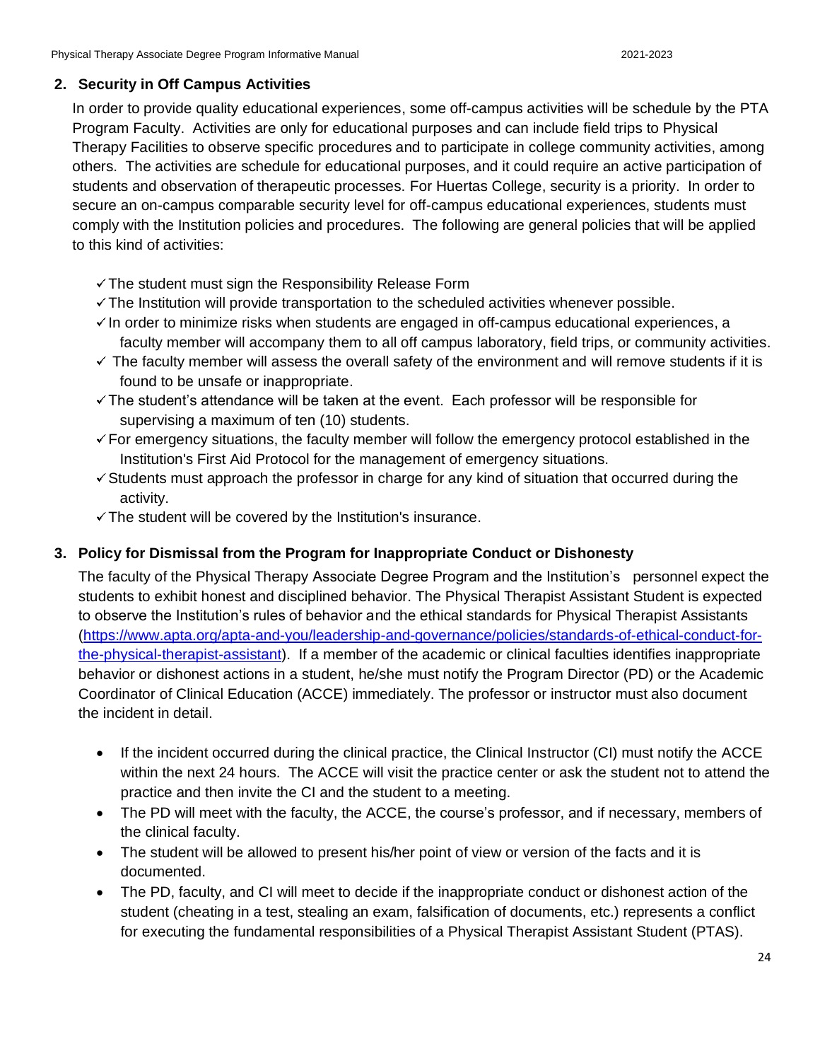## 2. Security in Off Campus Activities

In order to provide quality educational experiences, some off-campus activities will be schedule by the PTA Program Faculty. Activities are only for educational purposes and can include field trips to Physical Therapy Facilities to observe specific procedures and to participate in college community activities, among others. The activities are schedule for educational purposes, and it could require an active participation of students and observation of therapeutic processes. For Huertas College, security is a priority. In order to secure an on-campus comparable security level for off-campus educational experiences, students must comply with the Institution policies and procedures. The following are general policies that will be applied to this kind of activities:

- ✓ The student must sign the Responsibility Release Form
- ✓ The Institution will provide transportation to the scheduled activities whenever possible.
- ✓ In order to minimize risks when students are engaged in off-campus educational experiences, a faculty member will accompany them to all off campus laboratory, field trips, or community activities.
- ✓ The faculty member will assess the overall safety of the environment and will remove students if it is found to be unsafe or inappropriate.
- ✓ The student's attendance will be taken at the event. Each professor will be responsible for supervising a maximum of ten (10) students.
- ✓ For emergency situations, the faculty member will follow the emergency protocol established in the Institution's First Aid Protocol for the management of emergency situations.
- ✓ Students must approach the professor in charge for any kind of situation that occurred during the activity.
- ✓ The student will be covered by the Institution's insurance.

## 3. Policy for Dismissal from the Program for Inappropriate Conduct or Dishonesty

The faculty of the Physical Therapy Associate Degree Program and the Institution's personnel expect the students to exhibit honest and disciplined behavior. The Physical Therapist Assistant Student is expected to observe the Institution's rules of behavior and the ethical standards for Physical Therapist Assistants (https://www.apta.org/apta-and-you/leadership-and-governance/policies/standards-of-ethical-conduct-for-the-physical-therapist-assistant). If a member of the academic or clinical faculties identifies inappropriate behavior or dishonest actions in a student, he/she must notify the Program Director (PD) or the Academic Coordinator of Clinical Education (ACCE) immediately. The professor or instructor must also document the incident in detail.

- If the incident occurred during the clinical practice, the Clinical Instructor (CI) must notify the ACCE within the next 24 hours. The ACCE will visit the practice center or ask the student not to attend the practice and then invite the CI and the student to a meeting.
- The PD will meet with the faculty, the ACCE, the course's professor, and if necessary, members of the clinical faculty.
- The student will be allowed to present his/her point of view or version of the facts and it is documented.
- The PD, faculty, and CI will meet to decide if the inappropriate conduct or dishonest action of the student (cheating in a test, stealing an exam, falsification of documents, etc.) represents a conflict for executing the fundamental responsibilities of a Physical Therapist Assistant Student (PTAS).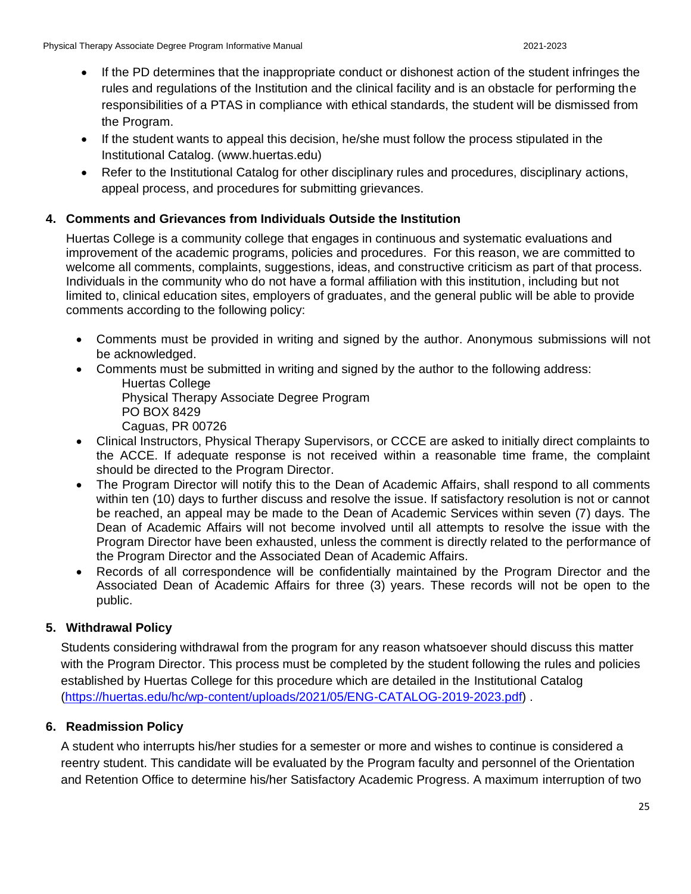- If the PD determines that the inappropriate conduct or dishonest action of the student infringes the rules and regulations of the Institution and the clinical facility and is an obstacle for performing the responsibilities of a PTAS in compliance with ethical standards, the student will be dismissed from the Program.
- If the student wants to appeal this decision, he/she must follow the process stipulated in the Institutional Catalog. (www.huertas.edu)
- Refer to the Institutional Catalog for other disciplinary rules and procedures, disciplinary actions, appeal process, and procedures for submitting grievances.

## 4. Comments and Grievances from Individuals Outside the Institution

Huertas College is a community college that engages in continuous and systematic evaluations and improvement of the academic programs, policies and procedures. For this reason, we are committed to welcome all comments, complaints, suggestions, ideas, and constructive criticism as part of that process. Individuals in the community who do not have a formal affiliation with this institution, including but not limited to, clinical education sites, employers of graduates, and the general public will be able to provide comments according to the following policy:

- Comments must be provided in writing and signed by the author. Anonymous submissions will not be acknowledged.
- Comments must be submitted in writing and signed by the author to the following address:
  Huertas College
  Physical Therapy Associate Degree Program
  PO BOX 8429
  Caguas, PR 00726
- Clinical Instructors, Physical Therapy Supervisors, or CCCE are asked to initially direct complaints to the ACCE. If adequate response is not received within a reasonable time frame, the complaint should be directed to the Program Director.
- The Program Director will notify this to the Dean of Academic Affairs, shall respond to all comments within ten (10) days to further discuss and resolve the issue. If satisfactory resolution is not or cannot be reached, an appeal may be made to the Dean of Academic Services within seven (7) days. The Dean of Academic Affairs will not become involved until all attempts to resolve the issue with the Program Director have been exhausted, unless the comment is directly related to the performance of the Program Director and the Associated Dean of Academic Affairs.
- Records of all correspondence will be confidentially maintained by the Program Director and the Associated Dean of Academic Affairs for three (3) years. These records will not be open to the public.

## 5. Withdrawal Policy

Students considering withdrawal from the program for any reason whatsoever should discuss this matter with the Program Director. This process must be completed by the student following the rules and policies established by Huertas College for this procedure which are detailed in the Institutional Catalog (https://huertas.edu/hc/wp-content/uploads/2021/05/ENG-CATALOG-2019-2023.pdf) .

## 6. Readmission Policy

A student who interrupts his/her studies for a semester or more and wishes to continue is considered a reentry student. This candidate will be evaluated by the Program faculty and personnel of the Orientation and Retention Office to determine his/her Satisfactory Academic Progress. A maximum interruption of two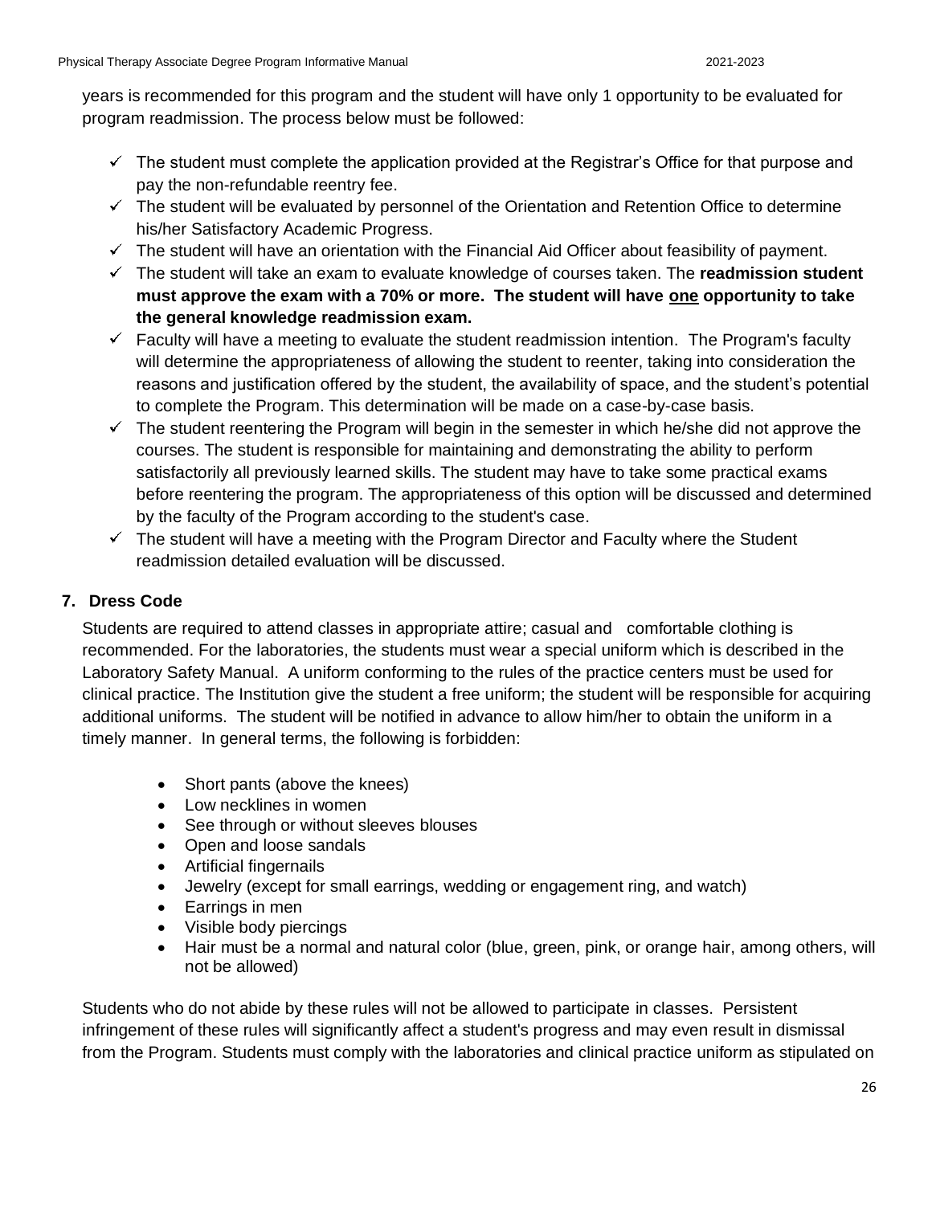years is recommended for this program and the student will have only 1 opportunity to be evaluated for program readmission. The process below must be followed:

- ✓ The student must complete the application provided at the Registrar's Office for that purpose and pay the non-refundable reentry fee.
- ✓ The student will be evaluated by personnel of the Orientation and Retention Office to determine his/her Satisfactory Academic Progress.
- ✓ The student will have an orientation with the Financial Aid Officer about feasibility of payment.
- ✓ The student will take an exam to evaluate knowledge of courses taken. The **readmission student must approve the exam with a 70% or more. The student will have <u>one</u> opportunity to take the general knowledge readmission exam.**
- ✓ Faculty will have a meeting to evaluate the student readmission intention. The Program's faculty will determine the appropriateness of allowing the student to reenter, taking into consideration the reasons and justification offered by the student, the availability of space, and the student's potential to complete the Program. This determination will be made on a case-by-case basis.
- ✓ The student reentering the Program will begin in the semester in which he/she did not approve the courses. The student is responsible for maintaining and demonstrating the ability to perform satisfactorily all previously learned skills. The student may have to take some practical exams before reentering the program. The appropriateness of this option will be discussed and determined by the faculty of the Program according to the student's case.
- ✓ The student will have a meeting with the Program Director and Faculty where the Student readmission detailed evaluation will be discussed.

## 7. Dress Code

Students are required to attend classes in appropriate attire; casual and comfortable clothing is recommended. For the laboratories, the students must wear a special uniform which is described in the Laboratory Safety Manual. A uniform conforming to the rules of the practice centers must be used for clinical practice. The Institution give the student a free uniform; the student will be responsible for acquiring additional uniforms. The student will be notified in advance to allow him/her to obtain the uniform in a timely manner. In general terms, the following is forbidden:

- Short pants (above the knees)
- Low necklines in women
- See through or without sleeves blouses
- Open and loose sandals
- Artificial fingernails
- Jewelry (except for small earrings, wedding or engagement ring, and watch)
- Earrings in men
- Visible body piercings
- Hair must be a normal and natural color (blue, green, pink, or orange hair, among others, will not be allowed)

Students who do not abide by these rules will not be allowed to participate in classes. Persistent infringement of these rules will significantly affect a student's progress and may even result in dismissal from the Program. Students must comply with the laboratories and clinical practice uniform as stipulated on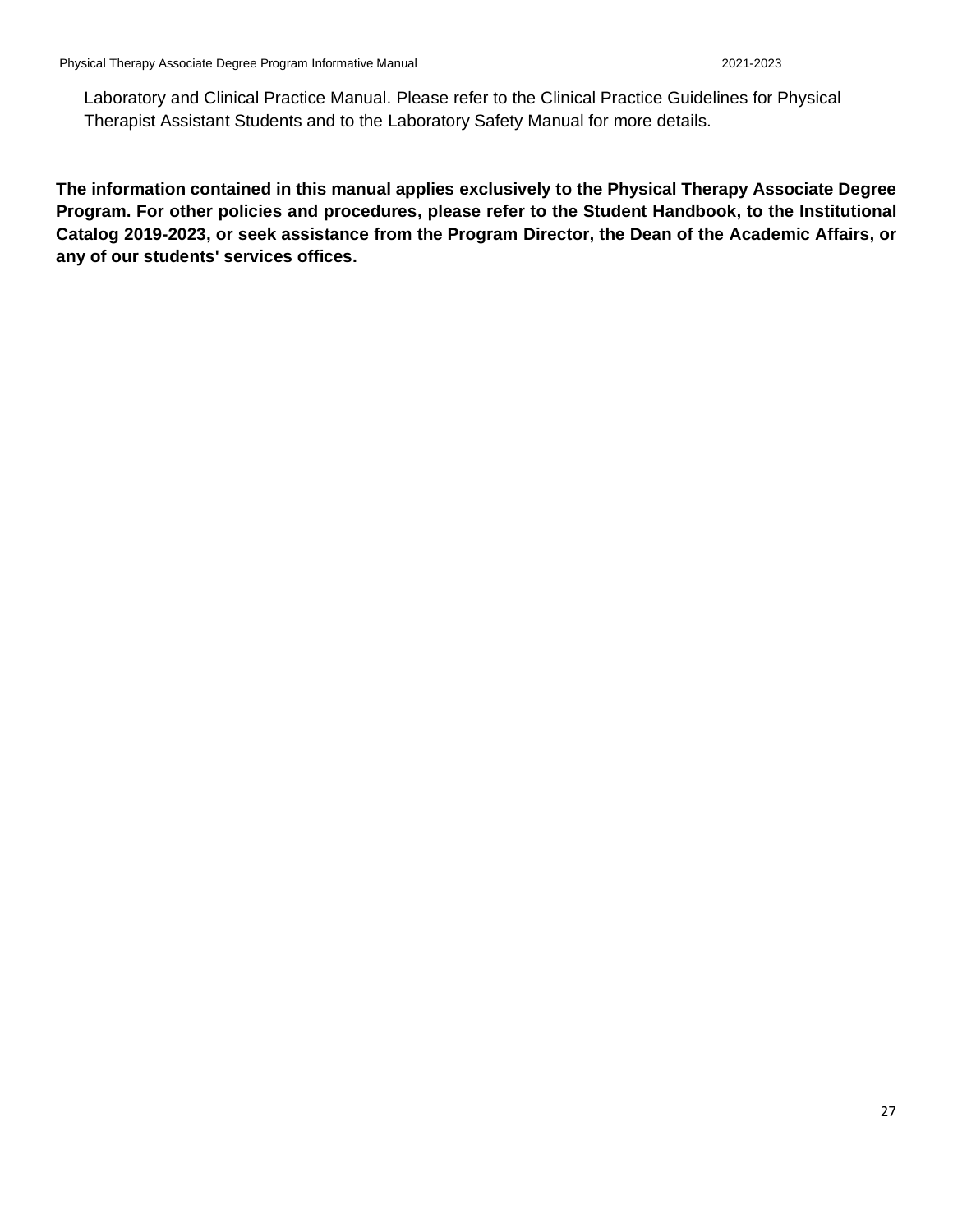Laboratory and Clinical Practice Manual. Please refer to the Clinical Practice Guidelines for Physical Therapist Assistant Students and to the Laboratory Safety Manual for more details.

**The information contained in this manual applies exclusively to the Physical Therapy Associate Degree Program. For other policies and procedures, please refer to the Student Handbook, to the Institutional Catalog 2019-2023, or seek assistance from the Program Director, the Dean of the Academic Affairs, or any of our students' services offices.**